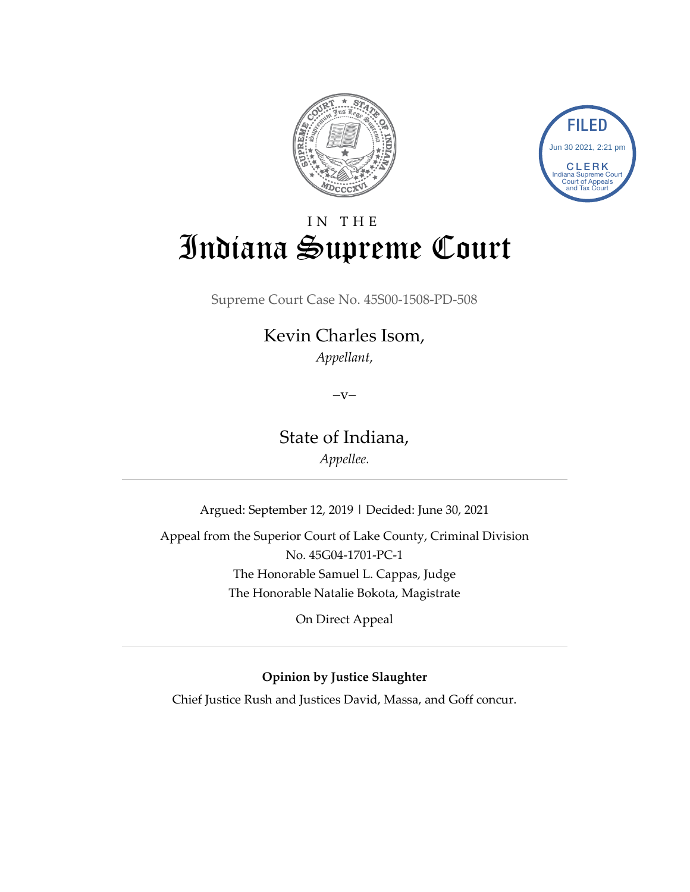FILED
Jun 30 2021, 2:21 pm
CLERK
Indiana Supreme Court
Court of Appeals
and Tax Court

IN THE

# Indiana Supreme Court

Supreme Court Case No. 45S00-1508-PD-508

## Kevin Charles Isom,

*Appellant*,

–v–

## State of Indiana,

*Appellee.*

---

Argued: September 12, 2019 | Decided: June 30, 2021

Appeal from the Superior Court of Lake County, Criminal Division
No. 45G04-1701-PC-1
The Honorable Samuel L. Cappas, Judge
The Honorable Natalie Bokota, Magistrate

On Direct Appeal

---

**Opinion by Justice Slaughter**

Chief Justice Rush and Justices David, Massa, and Goff concur.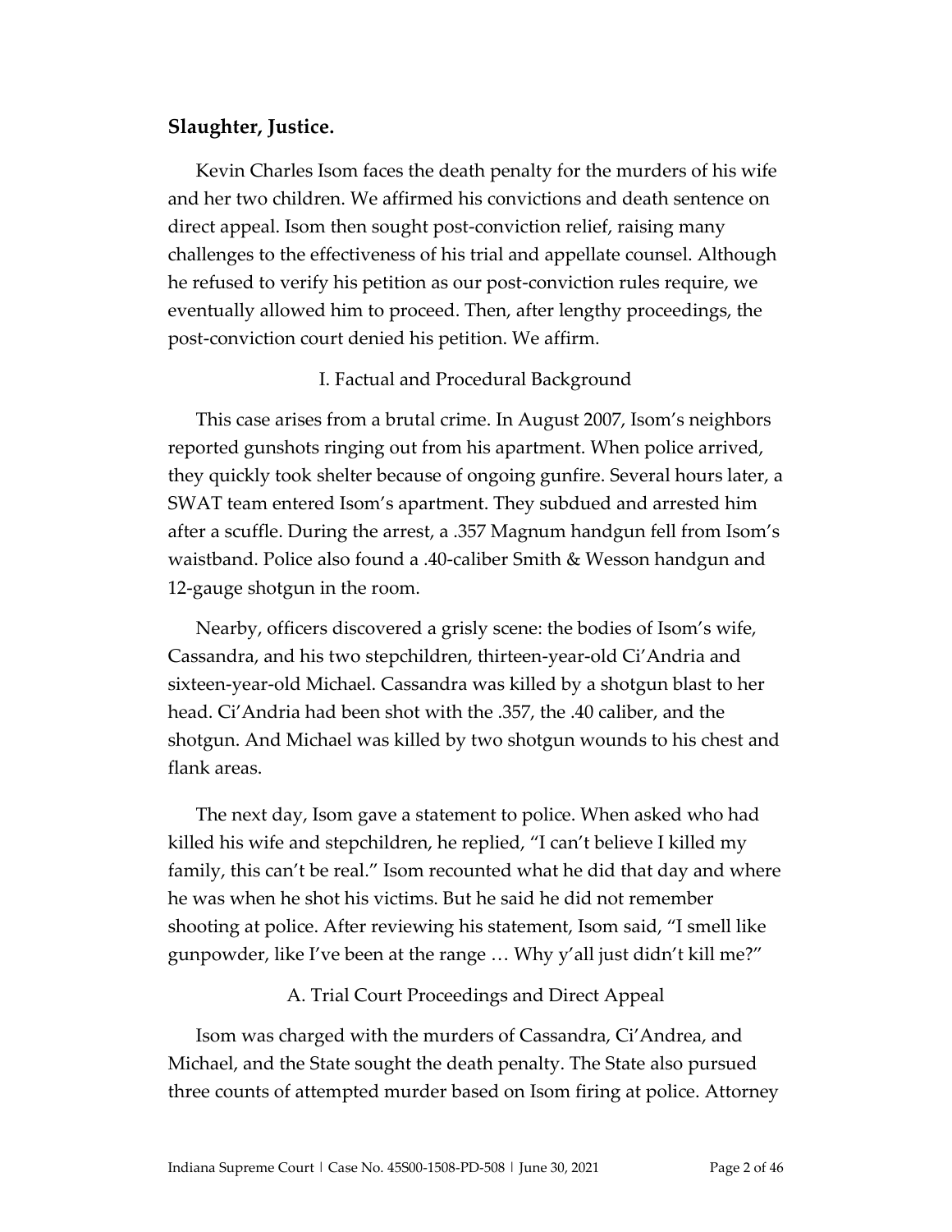**Slaughter, Justice.**

Kevin Charles Isom faces the death penalty for the murders of his wife and her two children. We affirmed his convictions and death sentence on direct appeal. Isom then sought post-conviction relief, raising many challenges to the effectiveness of his trial and appellate counsel. Although he refused to verify his petition as our post-conviction rules require, we eventually allowed him to proceed. Then, after lengthy proceedings, the post-conviction court denied his petition. We affirm.

## I. Factual and Procedural Background

This case arises from a brutal crime. In August 2007, Isom's neighbors reported gunshots ringing out from his apartment. When police arrived, they quickly took shelter because of ongoing gunfire. Several hours later, a SWAT team entered Isom's apartment. They subdued and arrested him after a scuffle. During the arrest, a .357 Magnum handgun fell from Isom's waistband. Police also found a .40-caliber Smith & Wesson handgun and 12-gauge shotgun in the room.

Nearby, officers discovered a grisly scene: the bodies of Isom's wife, Cassandra, and his two stepchildren, thirteen-year-old Ci'Andria and sixteen-year-old Michael. Cassandra was killed by a shotgun blast to her head. Ci'Andria had been shot with the .357, the .40 caliber, and the shotgun. And Michael was killed by two shotgun wounds to his chest and flank areas.

The next day, Isom gave a statement to police. When asked who had killed his wife and stepchildren, he replied, "I can't believe I killed my family, this can't be real." Isom recounted what he did that day and where he was when he shot his victims. But he said he did not remember shooting at police. After reviewing his statement, Isom said, "I smell like gunpowder, like I've been at the range … Why y'all just didn't kill me?"

### A. Trial Court Proceedings and Direct Appeal

Isom was charged with the murders of Cassandra, Ci'Andrea, and Michael, and the State sought the death penalty. The State also pursued three counts of attempted murder based on Isom firing at police. Attorney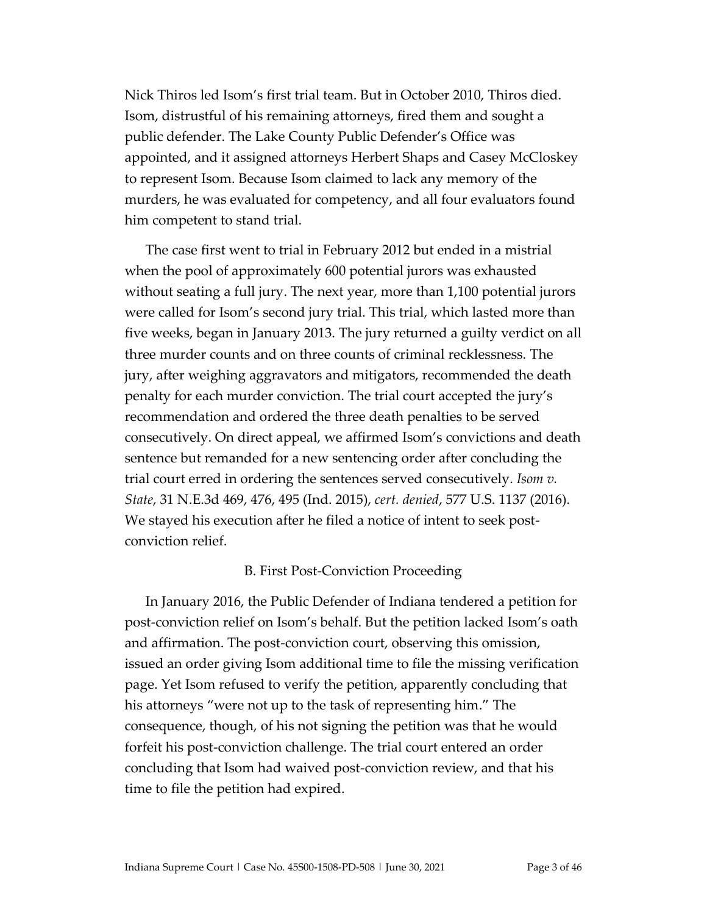Nick Thiros led Isom's first trial team. But in October 2010, Thiros died. Isom, distrustful of his remaining attorneys, fired them and sought a public defender. The Lake County Public Defender's Office was appointed, and it assigned attorneys Herbert Shaps and Casey McCloskey to represent Isom. Because Isom claimed to lack any memory of the murders, he was evaluated for competency, and all four evaluators found him competent to stand trial.

The case first went to trial in February 2012 but ended in a mistrial when the pool of approximately 600 potential jurors was exhausted without seating a full jury. The next year, more than 1,100 potential jurors were called for Isom's second jury trial. This trial, which lasted more than five weeks, began in January 2013. The jury returned a guilty verdict on all three murder counts and on three counts of criminal recklessness. The jury, after weighing aggravators and mitigators, recommended the death penalty for each murder conviction. The trial court accepted the jury's recommendation and ordered the three death penalties to be served consecutively. On direct appeal, we affirmed Isom's convictions and death sentence but remanded for a new sentencing order after concluding the trial court erred in ordering the sentences served consecutively. *Isom v. State*, 31 N.E.3d 469, 476, 495 (Ind. 2015), *cert. denied*, 577 U.S. 1137 (2016). We stayed his execution after he filed a notice of intent to seek post-conviction relief.

### B. First Post-Conviction Proceeding

In January 2016, the Public Defender of Indiana tendered a petition for post-conviction relief on Isom's behalf. But the petition lacked Isom's oath and affirmation. The post-conviction court, observing this omission, issued an order giving Isom additional time to file the missing verification page. Yet Isom refused to verify the petition, apparently concluding that his attorneys "were not up to the task of representing him." The consequence, though, of his not signing the petition was that he would forfeit his post-conviction challenge. The trial court entered an order concluding that Isom had waived post-conviction review, and that his time to file the petition had expired.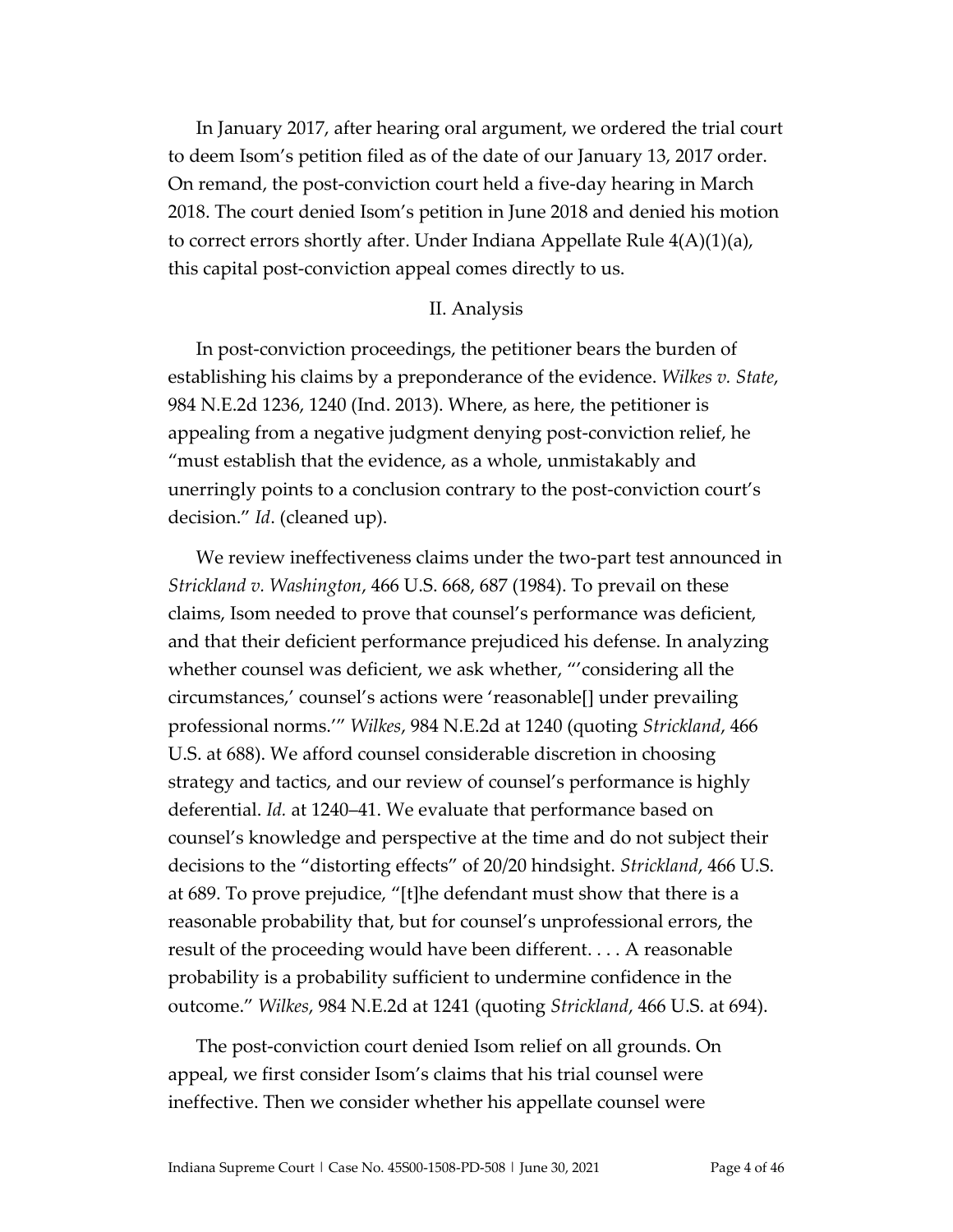In January 2017, after hearing oral argument, we ordered the trial court to deem Isom's petition filed as of the date of our January 13, 2017 order. On remand, the post-conviction court held a five-day hearing in March 2018. The court denied Isom's petition in June 2018 and denied his motion to correct errors shortly after. Under Indiana Appellate Rule 4(A)(1)(a), this capital post-conviction appeal comes directly to us.

## II. Analysis

In post-conviction proceedings, the petitioner bears the burden of establishing his claims by a preponderance of the evidence. *Wilkes v. State*, 984 N.E.2d 1236, 1240 (Ind. 2013). Where, as here, the petitioner is appealing from a negative judgment denying post-conviction relief, he "must establish that the evidence, as a whole, unmistakably and unerringly points to a conclusion contrary to the post-conviction court's decision." *Id*. (cleaned up).

We review ineffectiveness claims under the two-part test announced in *Strickland v. Washington*, 466 U.S. 668, 687 (1984). To prevail on these claims, Isom needed to prove that counsel's performance was deficient, and that their deficient performance prejudiced his defense. In analyzing whether counsel was deficient, we ask whether, "'considering all the circumstances,' counsel's actions were 'reasonable[] under prevailing professional norms.'" *Wilkes*, 984 N.E.2d at 1240 (quoting *Strickland*, 466 U.S. at 688). We afford counsel considerable discretion in choosing strategy and tactics, and our review of counsel's performance is highly deferential. *Id.* at 1240–41. We evaluate that performance based on counsel's knowledge and perspective at the time and do not subject their decisions to the "distorting effects" of 20/20 hindsight. *Strickland*, 466 U.S. at 689. To prove prejudice, "[t]he defendant must show that there is a reasonable probability that, but for counsel's unprofessional errors, the result of the proceeding would have been different. . . . A reasonable probability is a probability sufficient to undermine confidence in the outcome." *Wilkes*, 984 N.E.2d at 1241 (quoting *Strickland*, 466 U.S. at 694).

The post-conviction court denied Isom relief on all grounds. On appeal, we first consider Isom's claims that his trial counsel were ineffective. Then we consider whether his appellate counsel were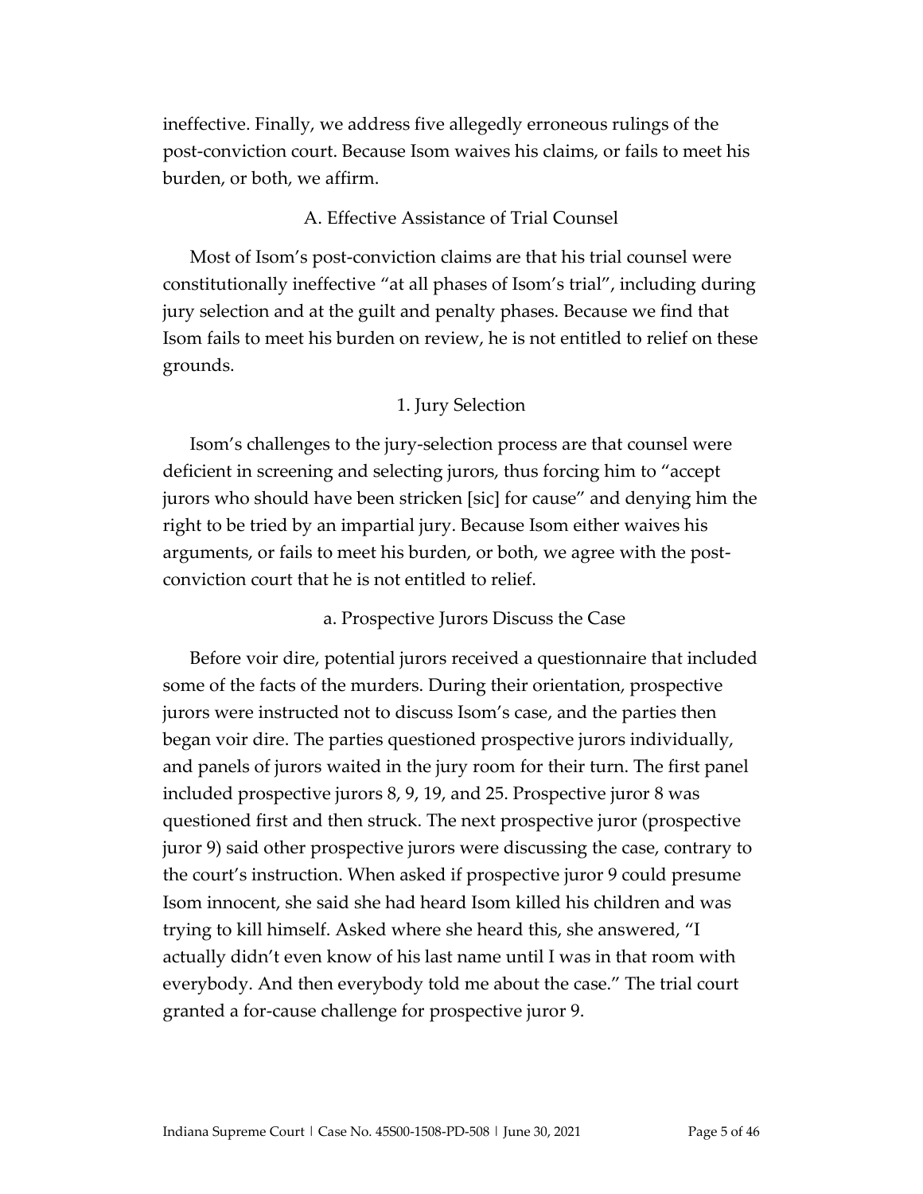ineffective. Finally, we address five allegedly erroneous rulings of the post-conviction court. Because Isom waives his claims, or fails to meet his burden, or both, we affirm.

### A. Effective Assistance of Trial Counsel

Most of Isom's post-conviction claims are that his trial counsel were constitutionally ineffective "at all phases of Isom's trial", including during jury selection and at the guilt and penalty phases. Because we find that Isom fails to meet his burden on review, he is not entitled to relief on these grounds.

#### 1. Jury Selection

Isom's challenges to the jury-selection process are that counsel were deficient in screening and selecting jurors, thus forcing him to "accept jurors who should have been stricken [sic] for cause" and denying him the right to be tried by an impartial jury. Because Isom either waives his arguments, or fails to meet his burden, or both, we agree with the post-conviction court that he is not entitled to relief.

##### a. Prospective Jurors Discuss the Case

Before voir dire, potential jurors received a questionnaire that included some of the facts of the murders. During their orientation, prospective jurors were instructed not to discuss Isom's case, and the parties then began voir dire. The parties questioned prospective jurors individually, and panels of jurors waited in the jury room for their turn. The first panel included prospective jurors 8, 9, 19, and 25. Prospective juror 8 was questioned first and then struck. The next prospective juror (prospective juror 9) said other prospective jurors were discussing the case, contrary to the court's instruction. When asked if prospective juror 9 could presume Isom innocent, she said she had heard Isom killed his children and was trying to kill himself. Asked where she heard this, she answered, "I actually didn't even know of his last name until I was in that room with everybody. And then everybody told me about the case." The trial court granted a for-cause challenge for prospective juror 9.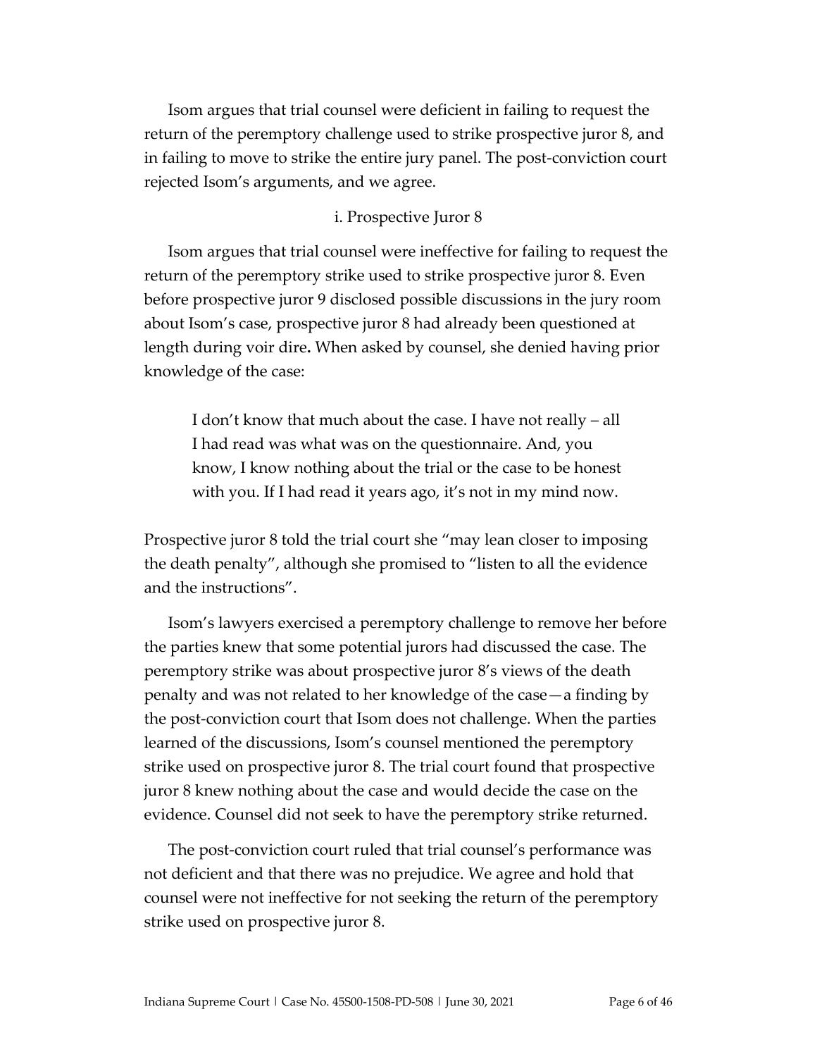Isom argues that trial counsel were deficient in failing to request the return of the peremptory challenge used to strike prospective juror 8, and in failing to move to strike the entire jury panel. The post-conviction court rejected Isom's arguments, and we agree.

### i. Prospective Juror 8

Isom argues that trial counsel were ineffective for failing to request the return of the peremptory strike used to strike prospective juror 8. Even before prospective juror 9 disclosed possible discussions in the jury room about Isom's case, prospective juror 8 had already been questioned at length during voir dire**.** When asked by counsel, she denied having prior knowledge of the case:

> I don't know that much about the case. I have not really – all I had read was what was on the questionnaire. And, you know, I know nothing about the trial or the case to be honest with you. If I had read it years ago, it's not in my mind now.

Prospective juror 8 told the trial court she "may lean closer to imposing the death penalty", although she promised to "listen to all the evidence and the instructions".

Isom's lawyers exercised a peremptory challenge to remove her before the parties knew that some potential jurors had discussed the case. The peremptory strike was about prospective juror 8's views of the death penalty and was not related to her knowledge of the case—a finding by the post-conviction court that Isom does not challenge. When the parties learned of the discussions, Isom's counsel mentioned the peremptory strike used on prospective juror 8. The trial court found that prospective juror 8 knew nothing about the case and would decide the case on the evidence. Counsel did not seek to have the peremptory strike returned.

The post-conviction court ruled that trial counsel's performance was not deficient and that there was no prejudice. We agree and hold that counsel were not ineffective for not seeking the return of the peremptory strike used on prospective juror 8.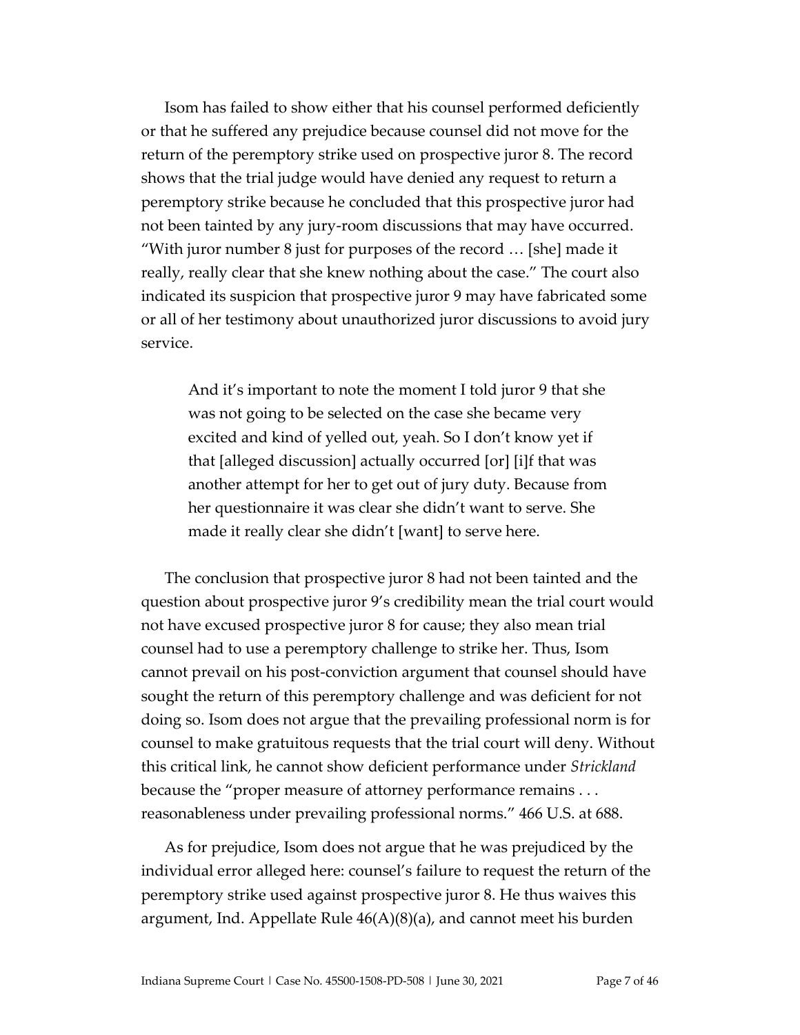Isom has failed to show either that his counsel performed deficiently or that he suffered any prejudice because counsel did not move for the return of the peremptory strike used on prospective juror 8. The record shows that the trial judge would have denied any request to return a peremptory strike because he concluded that this prospective juror had not been tainted by any jury-room discussions that may have occurred. "With juror number 8 just for purposes of the record … [she] made it really, really clear that she knew nothing about the case." The court also indicated its suspicion that prospective juror 9 may have fabricated some or all of her testimony about unauthorized juror discussions to avoid jury service.

> And it's important to note the moment I told juror 9 that she was not going to be selected on the case she became very excited and kind of yelled out, yeah. So I don't know yet if that [alleged discussion] actually occurred [or] [i]f that was another attempt for her to get out of jury duty. Because from her questionnaire it was clear she didn't want to serve. She made it really clear she didn't [want] to serve here.

The conclusion that prospective juror 8 had not been tainted and the question about prospective juror 9's credibility mean the trial court would not have excused prospective juror 8 for cause; they also mean trial counsel had to use a peremptory challenge to strike her. Thus, Isom cannot prevail on his post-conviction argument that counsel should have sought the return of this peremptory challenge and was deficient for not doing so. Isom does not argue that the prevailing professional norm is for counsel to make gratuitous requests that the trial court will deny. Without this critical link, he cannot show deficient performance under *Strickland* because the "proper measure of attorney performance remains . . . reasonableness under prevailing professional norms." 466 U.S. at 688.

As for prejudice, Isom does not argue that he was prejudiced by the individual error alleged here: counsel's failure to request the return of the peremptory strike used against prospective juror 8. He thus waives this argument, Ind. Appellate Rule 46(A)(8)(a), and cannot meet his burden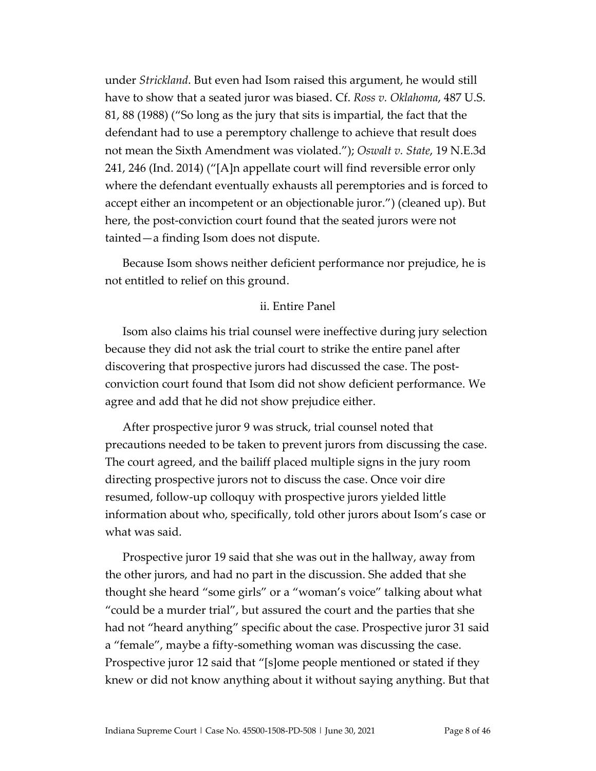under *Strickland*. But even had Isom raised this argument, he would still have to show that a seated juror was biased. Cf. *Ross v. Oklahoma*, 487 U.S. 81, 88 (1988) ("So long as the jury that sits is impartial, the fact that the defendant had to use a peremptory challenge to achieve that result does not mean the Sixth Amendment was violated."); *Oswalt v. State*, 19 N.E.3d 241, 246 (Ind. 2014) ("[A]n appellate court will find reversible error only where the defendant eventually exhausts all peremptories and is forced to accept either an incompetent or an objectionable juror.") (cleaned up). But here, the post-conviction court found that the seated jurors were not tainted—a finding Isom does not dispute.

Because Isom shows neither deficient performance nor prejudice, he is not entitled to relief on this ground.

ii. Entire Panel

Isom also claims his trial counsel were ineffective during jury selection because they did not ask the trial court to strike the entire panel after discovering that prospective jurors had discussed the case. The post-conviction court found that Isom did not show deficient performance. We agree and add that he did not show prejudice either.

After prospective juror 9 was struck, trial counsel noted that precautions needed to be taken to prevent jurors from discussing the case. The court agreed, and the bailiff placed multiple signs in the jury room directing prospective jurors not to discuss the case. Once voir dire resumed, follow-up colloquy with prospective jurors yielded little information about who, specifically, told other jurors about Isom's case or what was said.

Prospective juror 19 said that she was out in the hallway, away from the other jurors, and had no part in the discussion. She added that she thought she heard "some girls" or a "woman's voice" talking about what "could be a murder trial", but assured the court and the parties that she had not "heard anything" specific about the case. Prospective juror 31 said a "female", maybe a fifty-something woman was discussing the case. Prospective juror 12 said that "[s]ome people mentioned or stated if they knew or did not know anything about it without saying anything. But that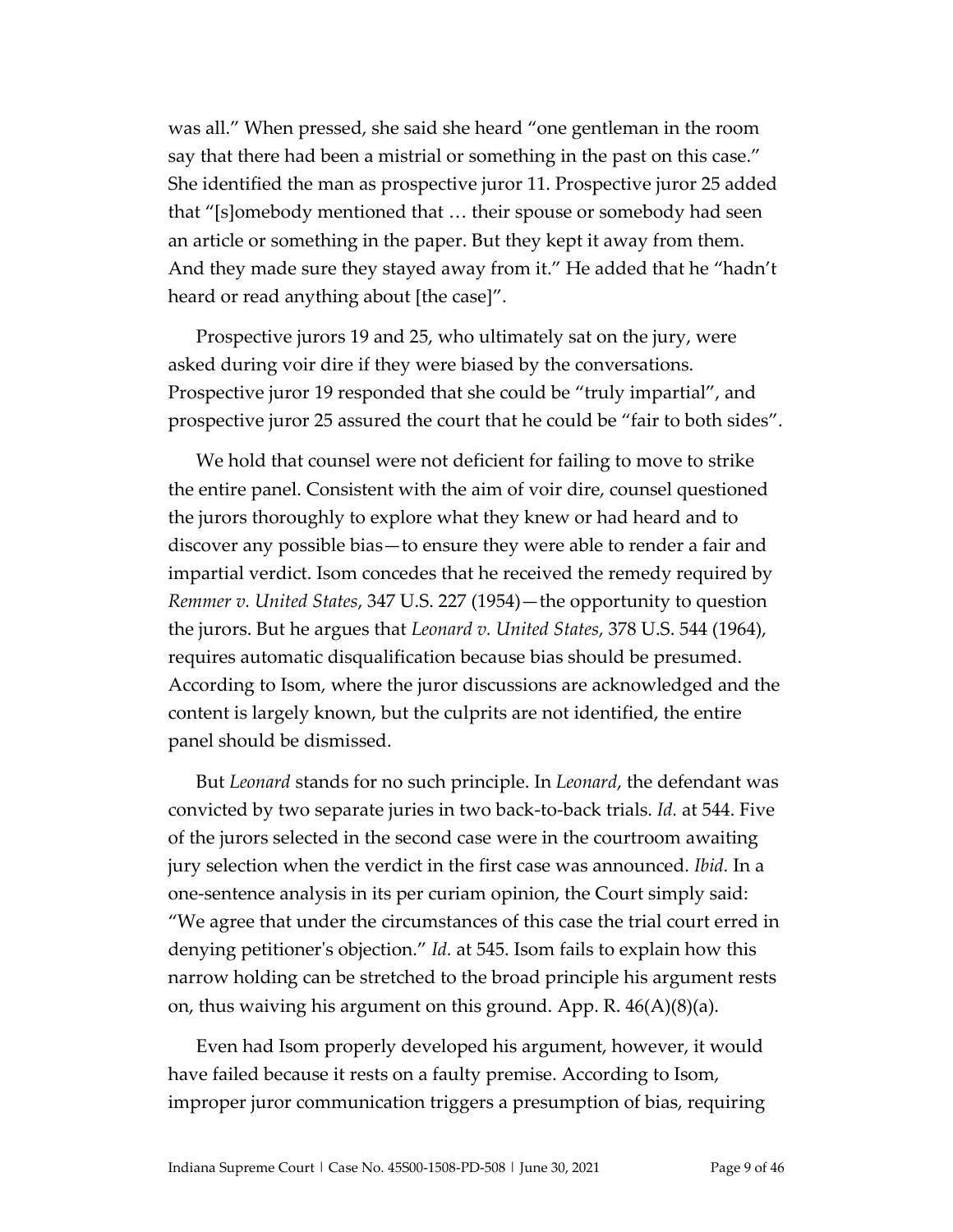was all." When pressed, she said she heard "one gentleman in the room say that there had been a mistrial or something in the past on this case." She identified the man as prospective juror 11. Prospective juror 25 added that "[s]omebody mentioned that … their spouse or somebody had seen an article or something in the paper. But they kept it away from them. And they made sure they stayed away from it." He added that he "hadn't heard or read anything about [the case]".

Prospective jurors 19 and 25, who ultimately sat on the jury, were asked during voir dire if they were biased by the conversations. Prospective juror 19 responded that she could be "truly impartial", and prospective juror 25 assured the court that he could be "fair to both sides".

We hold that counsel were not deficient for failing to move to strike the entire panel. Consistent with the aim of voir dire, counsel questioned the jurors thoroughly to explore what they knew or had heard and to discover any possible bias—to ensure they were able to render a fair and impartial verdict. Isom concedes that he received the remedy required by *Remmer v. United States*, 347 U.S. 227 (1954)—the opportunity to question the jurors. But he argues that *Leonard v. United States*, 378 U.S. 544 (1964), requires automatic disqualification because bias should be presumed. According to Isom, where the juror discussions are acknowledged and the content is largely known, but the culprits are not identified, the entire panel should be dismissed.

But *Leonard* stands for no such principle. In *Leonard*, the defendant was convicted by two separate juries in two back-to-back trials. *Id.* at 544. Five of the jurors selected in the second case were in the courtroom awaiting jury selection when the verdict in the first case was announced. *Ibid.* In a one-sentence analysis in its per curiam opinion, the Court simply said: "We agree that under the circumstances of this case the trial court erred in denying petitioner's objection." *Id.* at 545. Isom fails to explain how this narrow holding can be stretched to the broad principle his argument rests on, thus waiving his argument on this ground. App. R. 46(A)(8)(a).

Even had Isom properly developed his argument, however, it would have failed because it rests on a faulty premise. According to Isom, improper juror communication triggers a presumption of bias, requiring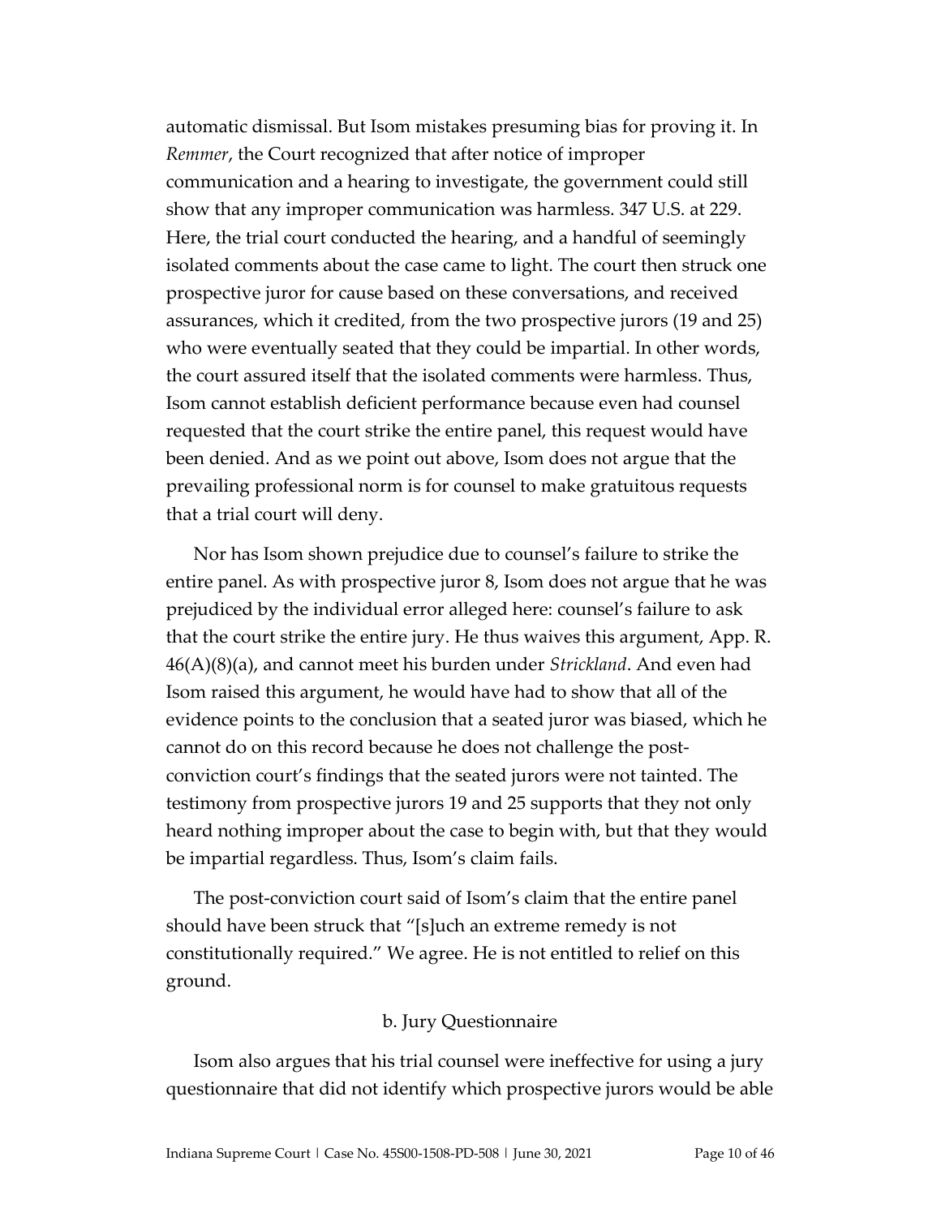automatic dismissal. But Isom mistakes presuming bias for proving it. In *Remmer*, the Court recognized that after notice of improper communication and a hearing to investigate, the government could still show that any improper communication was harmless. 347 U.S. at 229. Here, the trial court conducted the hearing, and a handful of seemingly isolated comments about the case came to light. The court then struck one prospective juror for cause based on these conversations, and received assurances, which it credited, from the two prospective jurors (19 and 25) who were eventually seated that they could be impartial. In other words, the court assured itself that the isolated comments were harmless. Thus, Isom cannot establish deficient performance because even had counsel requested that the court strike the entire panel, this request would have been denied. And as we point out above, Isom does not argue that the prevailing professional norm is for counsel to make gratuitous requests that a trial court will deny.

Nor has Isom shown prejudice due to counsel's failure to strike the entire panel. As with prospective juror 8, Isom does not argue that he was prejudiced by the individual error alleged here: counsel's failure to ask that the court strike the entire jury. He thus waives this argument, App. R. 46(A)(8)(a), and cannot meet his burden under *Strickland*. And even had Isom raised this argument, he would have had to show that all of the evidence points to the conclusion that a seated juror was biased, which he cannot do on this record because he does not challenge the post-conviction court's findings that the seated jurors were not tainted. The testimony from prospective jurors 19 and 25 supports that they not only heard nothing improper about the case to begin with, but that they would be impartial regardless. Thus, Isom's claim fails.

The post-conviction court said of Isom's claim that the entire panel should have been struck that "[s]uch an extreme remedy is not constitutionally required." We agree. He is not entitled to relief on this ground.

### b. Jury Questionnaire

Isom also argues that his trial counsel were ineffective for using a jury questionnaire that did not identify which prospective jurors would be able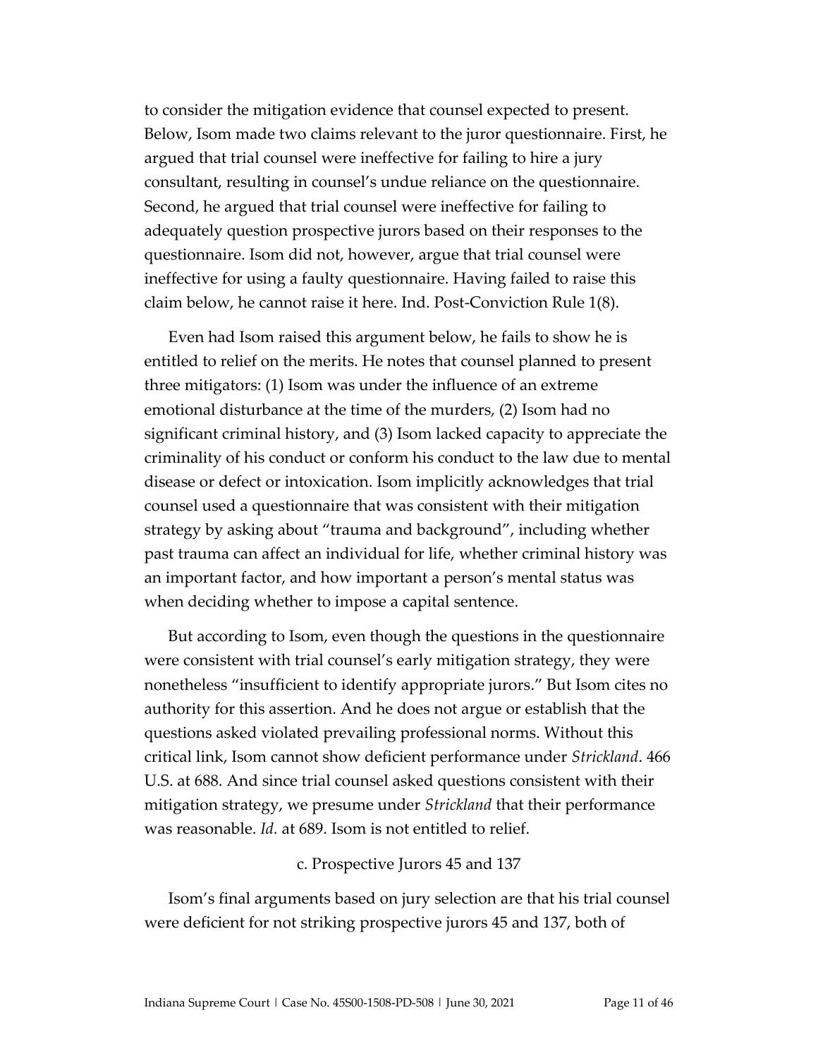to consider the mitigation evidence that counsel expected to present. Below, Isom made two claims relevant to the juror questionnaire. First, he argued that trial counsel were ineffective for failing to hire a jury consultant, resulting in counsel's undue reliance on the questionnaire. Second, he argued that trial counsel were ineffective for failing to adequately question prospective jurors based on their responses to the questionnaire. Isom did not, however, argue that trial counsel were ineffective for using a faulty questionnaire. Having failed to raise this claim below, he cannot raise it here. Ind. Post-Conviction Rule 1(8).

Even had Isom raised this argument below, he fails to show he is entitled to relief on the merits. He notes that counsel planned to present three mitigators: (1) Isom was under the influence of an extreme emotional disturbance at the time of the murders, (2) Isom had no significant criminal history, and (3) Isom lacked capacity to appreciate the criminality of his conduct or conform his conduct to the law due to mental disease or defect or intoxication. Isom implicitly acknowledges that trial counsel used a questionnaire that was consistent with their mitigation strategy by asking about "trauma and background", including whether past trauma can affect an individual for life, whether criminal history was an important factor, and how important a person's mental status was when deciding whether to impose a capital sentence.

But according to Isom, even though the questions in the questionnaire were consistent with trial counsel's early mitigation strategy, they were nonetheless "insufficient to identify appropriate jurors." But Isom cites no authority for this assertion. And he does not argue or establish that the questions asked violated prevailing professional norms. Without this critical link, Isom cannot show deficient performance under *Strickland*. 466 U.S. at 688. And since trial counsel asked questions consistent with their mitigation strategy, we presume under *Strickland* that their performance was reasonable. *Id.* at 689. Isom is not entitled to relief.

c. Prospective Jurors 45 and 137

Isom's final arguments based on jury selection are that his trial counsel were deficient for not striking prospective jurors 45 and 137, both of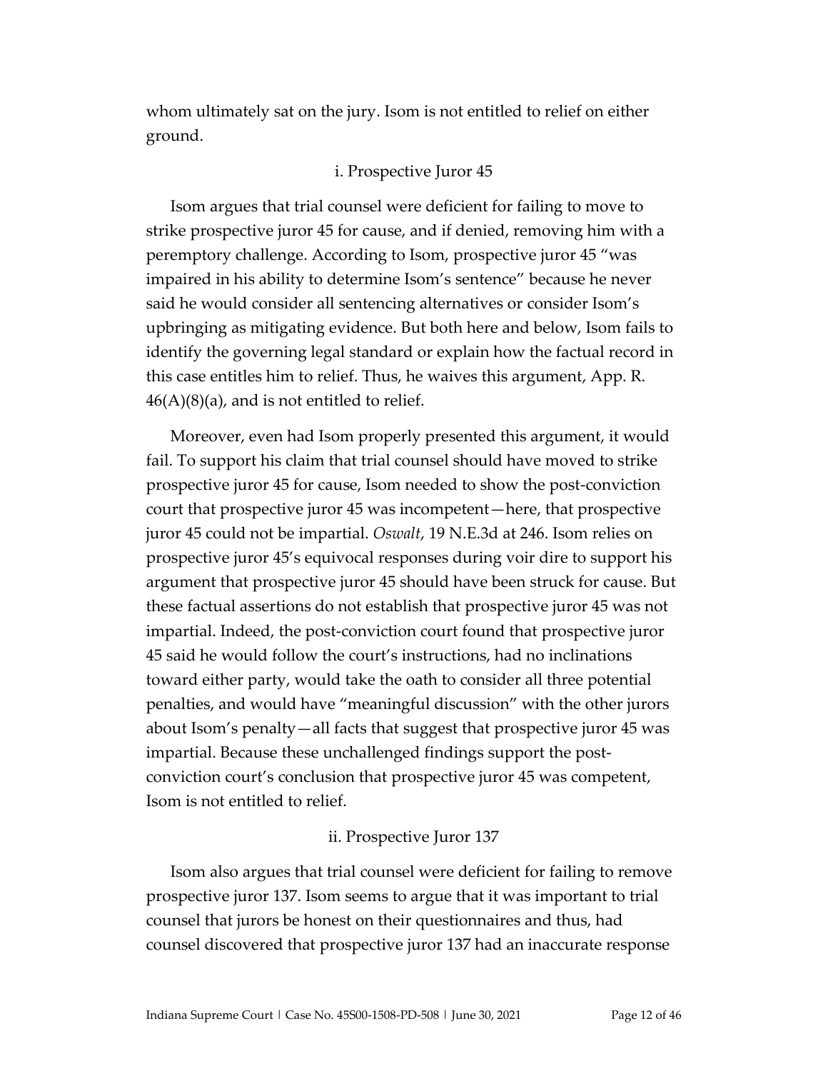whom ultimately sat on the jury. Isom is not entitled to relief on either ground.

### i. Prospective Juror 45

Isom argues that trial counsel were deficient for failing to move to strike prospective juror 45 for cause, and if denied, removing him with a peremptory challenge. According to Isom, prospective juror 45 "was impaired in his ability to determine Isom's sentence" because he never said he would consider all sentencing alternatives or consider Isom's upbringing as mitigating evidence. But both here and below, Isom fails to identify the governing legal standard or explain how the factual record in this case entitles him to relief. Thus, he waives this argument, App. R. 46(A)(8)(a), and is not entitled to relief.

Moreover, even had Isom properly presented this argument, it would fail. To support his claim that trial counsel should have moved to strike prospective juror 45 for cause, Isom needed to show the post-conviction court that prospective juror 45 was incompetent—here, that prospective juror 45 could not be impartial. *Oswalt*, 19 N.E.3d at 246. Isom relies on prospective juror 45's equivocal responses during voir dire to support his argument that prospective juror 45 should have been struck for cause. But these factual assertions do not establish that prospective juror 45 was not impartial. Indeed, the post-conviction court found that prospective juror 45 said he would follow the court's instructions, had no inclinations toward either party, would take the oath to consider all three potential penalties, and would have "meaningful discussion" with the other jurors about Isom's penalty—all facts that suggest that prospective juror 45 was impartial. Because these unchallenged findings support the post-conviction court's conclusion that prospective juror 45 was competent, Isom is not entitled to relief.

### ii. Prospective Juror 137

Isom also argues that trial counsel were deficient for failing to remove prospective juror 137. Isom seems to argue that it was important to trial counsel that jurors be honest on their questionnaires and thus, had counsel discovered that prospective juror 137 had an inaccurate response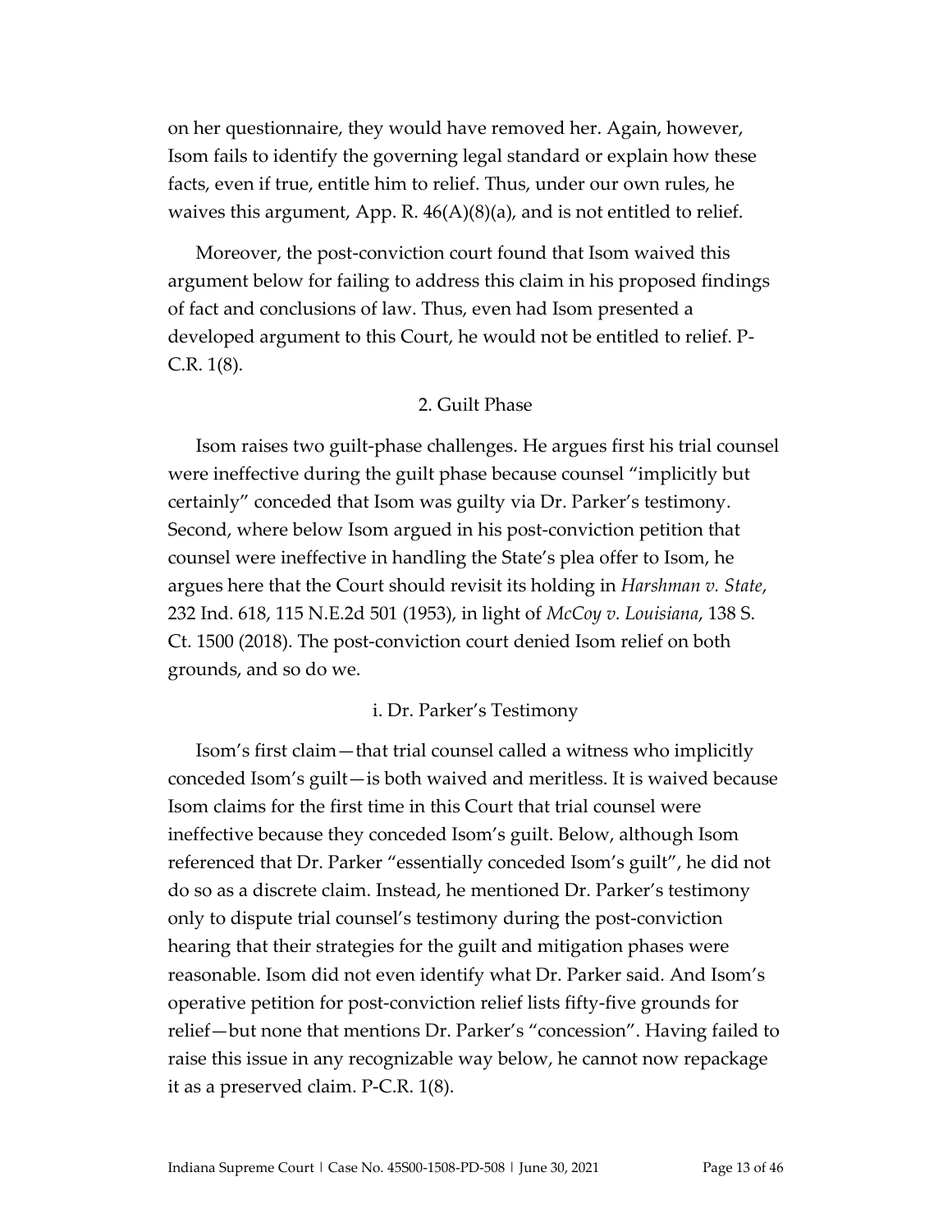on her questionnaire, they would have removed her. Again, however, Isom fails to identify the governing legal standard or explain how these facts, even if true, entitle him to relief. Thus, under our own rules, he waives this argument, App. R. 46(A)(8)(a), and is not entitled to relief.

Moreover, the post-conviction court found that Isom waived this argument below for failing to address this claim in his proposed findings of fact and conclusions of law. Thus, even had Isom presented a developed argument to this Court, he would not be entitled to relief. P-C.R. 1(8).

### 2. Guilt Phase

Isom raises two guilt-phase challenges. He argues first his trial counsel were ineffective during the guilt phase because counsel "implicitly but certainly" conceded that Isom was guilty via Dr. Parker's testimony. Second, where below Isom argued in his post-conviction petition that counsel were ineffective in handling the State's plea offer to Isom, he argues here that the Court should revisit its holding in *Harshman v. State*, 232 Ind. 618, 115 N.E.2d 501 (1953), in light of *McCoy v. Louisiana*, 138 S. Ct. 1500 (2018). The post-conviction court denied Isom relief on both grounds, and so do we.

#### i. Dr. Parker's Testimony

Isom's first claim—that trial counsel called a witness who implicitly conceded Isom's guilt—is both waived and meritless. It is waived because Isom claims for the first time in this Court that trial counsel were ineffective because they conceded Isom's guilt. Below, although Isom referenced that Dr. Parker "essentially conceded Isom's guilt", he did not do so as a discrete claim. Instead, he mentioned Dr. Parker's testimony only to dispute trial counsel's testimony during the post-conviction hearing that their strategies for the guilt and mitigation phases were reasonable. Isom did not even identify what Dr. Parker said. And Isom's operative petition for post-conviction relief lists fifty-five grounds for relief—but none that mentions Dr. Parker's "concession". Having failed to raise this issue in any recognizable way below, he cannot now repackage it as a preserved claim. P-C.R. 1(8).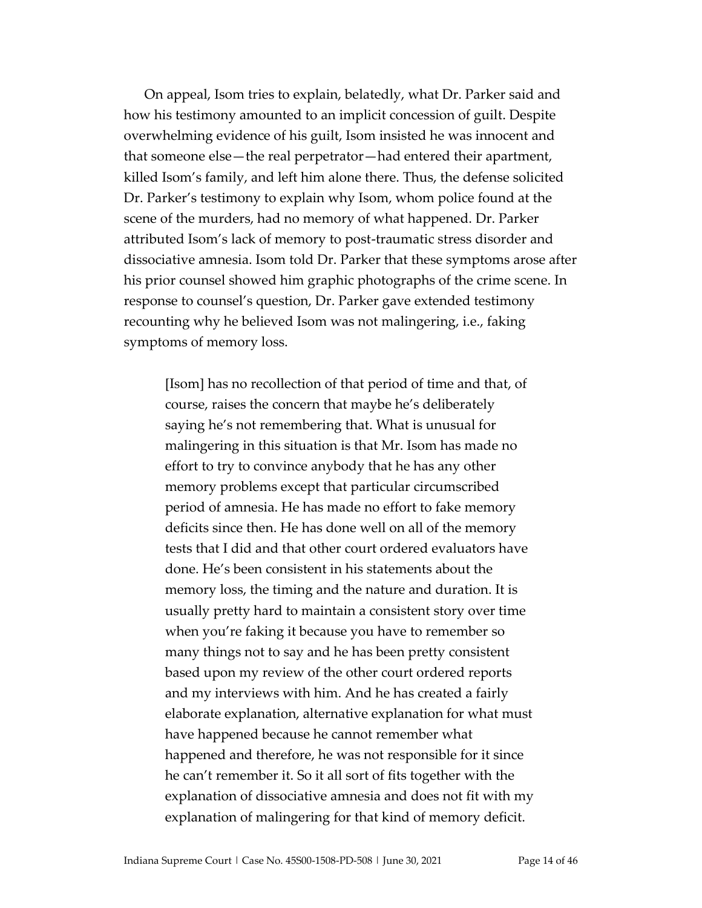On appeal, Isom tries to explain, belatedly, what Dr. Parker said and how his testimony amounted to an implicit concession of guilt. Despite overwhelming evidence of his guilt, Isom insisted he was innocent and that someone else—the real perpetrator—had entered their apartment, killed Isom's family, and left him alone there. Thus, the defense solicited Dr. Parker's testimony to explain why Isom, whom police found at the scene of the murders, had no memory of what happened. Dr. Parker attributed Isom's lack of memory to post-traumatic stress disorder and dissociative amnesia. Isom told Dr. Parker that these symptoms arose after his prior counsel showed him graphic photographs of the crime scene. In response to counsel's question, Dr. Parker gave extended testimony recounting why he believed Isom was not malingering, i.e., faking symptoms of memory loss.

> [Isom] has no recollection of that period of time and that, of course, raises the concern that maybe he's deliberately saying he's not remembering that. What is unusual for malingering in this situation is that Mr. Isom has made no effort to try to convince anybody that he has any other memory problems except that particular circumscribed period of amnesia. He has made no effort to fake memory deficits since then. He has done well on all of the memory tests that I did and that other court ordered evaluators have done. He's been consistent in his statements about the memory loss, the timing and the nature and duration. It is usually pretty hard to maintain a consistent story over time when you're faking it because you have to remember so many things not to say and he has been pretty consistent based upon my review of the other court ordered reports and my interviews with him. And he has created a fairly elaborate explanation, alternative explanation for what must have happened because he cannot remember what happened and therefore, he was not responsible for it since he can't remember it. So it all sort of fits together with the explanation of dissociative amnesia and does not fit with my explanation of malingering for that kind of memory deficit.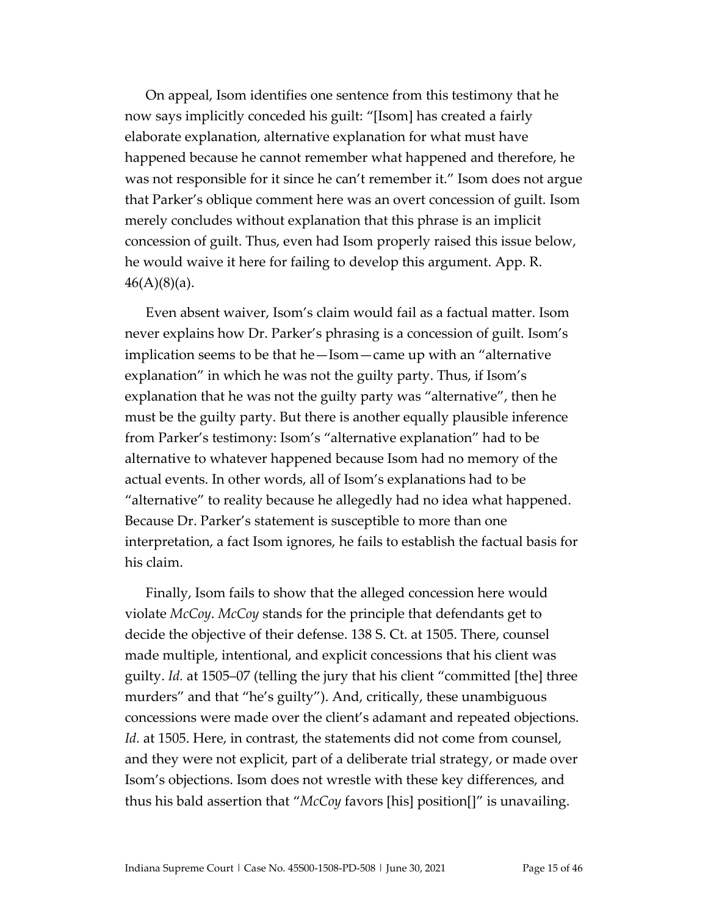On appeal, Isom identifies one sentence from this testimony that he now says implicitly conceded his guilt: "[Isom] has created a fairly elaborate explanation, alternative explanation for what must have happened because he cannot remember what happened and therefore, he was not responsible for it since he can't remember it." Isom does not argue that Parker's oblique comment here was an overt concession of guilt. Isom merely concludes without explanation that this phrase is an implicit concession of guilt. Thus, even had Isom properly raised this issue below, he would waive it here for failing to develop this argument. App. R. 46(A)(8)(a).

Even absent waiver, Isom's claim would fail as a factual matter. Isom never explains how Dr. Parker's phrasing is a concession of guilt. Isom's implication seems to be that he—Isom—came up with an "alternative explanation" in which he was not the guilty party. Thus, if Isom's explanation that he was not the guilty party was "alternative", then he must be the guilty party. But there is another equally plausible inference from Parker's testimony: Isom's "alternative explanation" had to be alternative to whatever happened because Isom had no memory of the actual events. In other words, all of Isom's explanations had to be "alternative" to reality because he allegedly had no idea what happened. Because Dr. Parker's statement is susceptible to more than one interpretation, a fact Isom ignores, he fails to establish the factual basis for his claim.

Finally, Isom fails to show that the alleged concession here would violate *McCoy*. *McCoy* stands for the principle that defendants get to decide the objective of their defense. 138 S. Ct. at 1505. There, counsel made multiple, intentional, and explicit concessions that his client was guilty. *Id.* at 1505–07 (telling the jury that his client "committed [the] three murders" and that "he's guilty"). And, critically, these unambiguous concessions were made over the client's adamant and repeated objections. *Id.* at 1505. Here, in contrast, the statements did not come from counsel, and they were not explicit, part of a deliberate trial strategy, or made over Isom's objections. Isom does not wrestle with these key differences, and thus his bald assertion that "*McCoy* favors [his] position[]" is unavailing.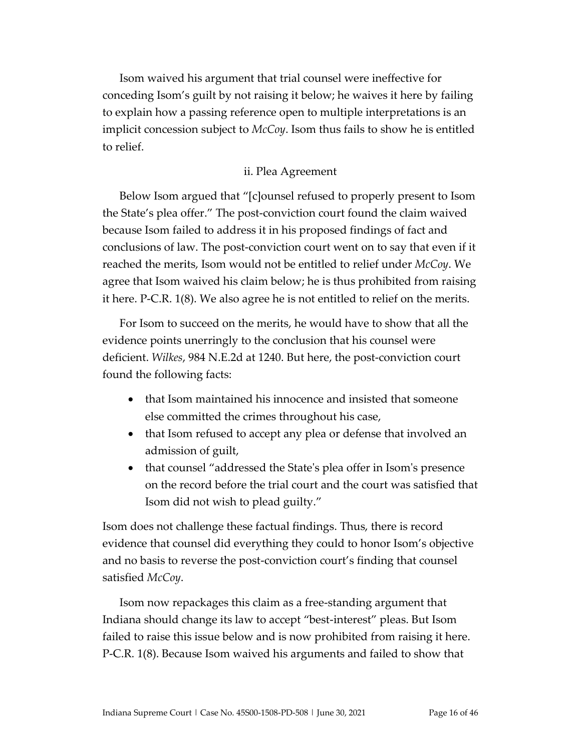Isom waived his argument that trial counsel were ineffective for conceding Isom's guilt by not raising it below; he waives it here by failing to explain how a passing reference open to multiple interpretations is an implicit concession subject to *McCoy*. Isom thus fails to show he is entitled to relief.

### ii. Plea Agreement

Below Isom argued that "[c]ounsel refused to properly present to Isom the State's plea offer." The post-conviction court found the claim waived because Isom failed to address it in his proposed findings of fact and conclusions of law. The post-conviction court went on to say that even if it reached the merits, Isom would not be entitled to relief under *McCoy*. We agree that Isom waived his claim below; he is thus prohibited from raising it here. P-C.R. 1(8). We also agree he is not entitled to relief on the merits.

For Isom to succeed on the merits, he would have to show that all the evidence points unerringly to the conclusion that his counsel were deficient. *Wilkes*, 984 N.E.2d at 1240. But here, the post-conviction court found the following facts:

- that Isom maintained his innocence and insisted that someone else committed the crimes throughout his case,
- that Isom refused to accept any plea or defense that involved an admission of guilt,
- that counsel "addressed the State's plea offer in Isom's presence on the record before the trial court and the court was satisfied that Isom did not wish to plead guilty."

Isom does not challenge these factual findings. Thus, there is record evidence that counsel did everything they could to honor Isom's objective and no basis to reverse the post-conviction court's finding that counsel satisfied *McCoy*.

Isom now repackages this claim as a free-standing argument that Indiana should change its law to accept "best-interest" pleas. But Isom failed to raise this issue below and is now prohibited from raising it here. P-C.R. 1(8). Because Isom waived his arguments and failed to show that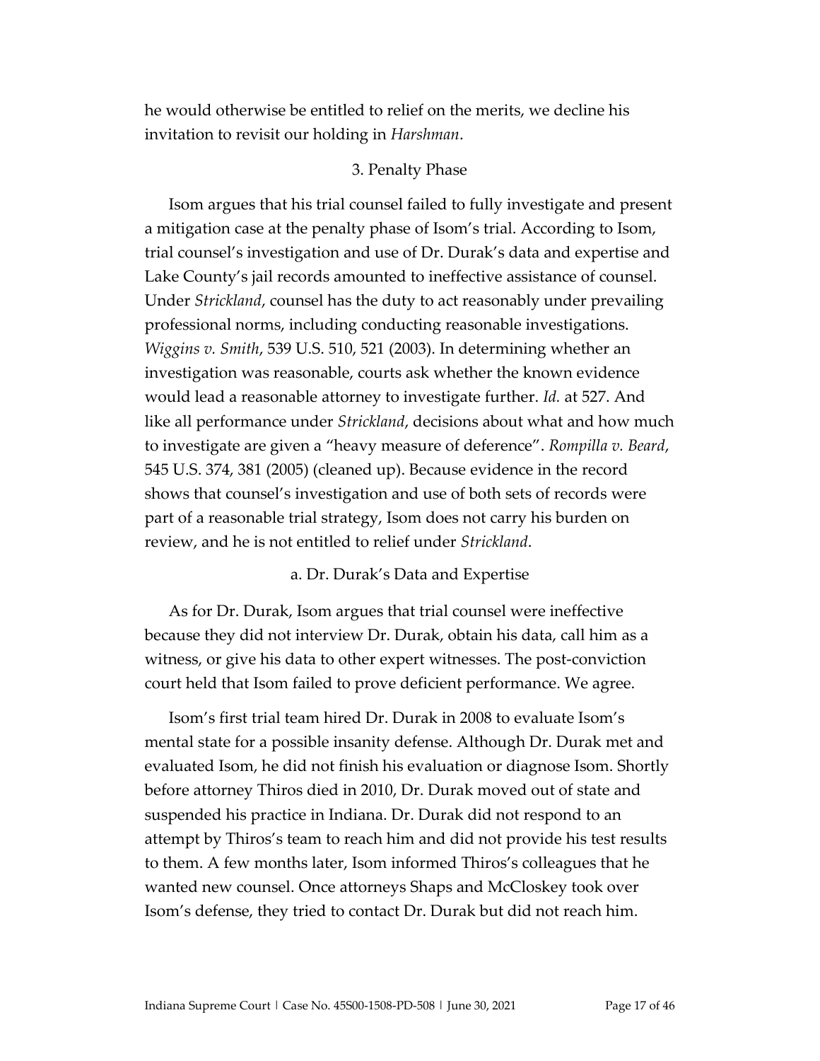he would otherwise be entitled to relief on the merits, we decline his invitation to revisit our holding in *Harshman*.

### 3. Penalty Phase

Isom argues that his trial counsel failed to fully investigate and present a mitigation case at the penalty phase of Isom's trial. According to Isom, trial counsel's investigation and use of Dr. Durak's data and expertise and Lake County's jail records amounted to ineffective assistance of counsel. Under *Strickland*, counsel has the duty to act reasonably under prevailing professional norms, including conducting reasonable investigations. *Wiggins v. Smith*, 539 U.S. 510, 521 (2003). In determining whether an investigation was reasonable, courts ask whether the known evidence would lead a reasonable attorney to investigate further. *Id.* at 527. And like all performance under *Strickland*, decisions about what and how much to investigate are given a "heavy measure of deference". *Rompilla v. Beard*, 545 U.S. 374, 381 (2005) (cleaned up). Because evidence in the record shows that counsel's investigation and use of both sets of records were part of a reasonable trial strategy, Isom does not carry his burden on review, and he is not entitled to relief under *Strickland*.

#### a. Dr. Durak's Data and Expertise

As for Dr. Durak, Isom argues that trial counsel were ineffective because they did not interview Dr. Durak, obtain his data, call him as a witness, or give his data to other expert witnesses. The post-conviction court held that Isom failed to prove deficient performance. We agree.

Isom's first trial team hired Dr. Durak in 2008 to evaluate Isom's mental state for a possible insanity defense. Although Dr. Durak met and evaluated Isom, he did not finish his evaluation or diagnose Isom. Shortly before attorney Thiros died in 2010, Dr. Durak moved out of state and suspended his practice in Indiana. Dr. Durak did not respond to an attempt by Thiros's team to reach him and did not provide his test results to them. A few months later, Isom informed Thiros's colleagues that he wanted new counsel. Once attorneys Shaps and McCloskey took over Isom's defense, they tried to contact Dr. Durak but did not reach him.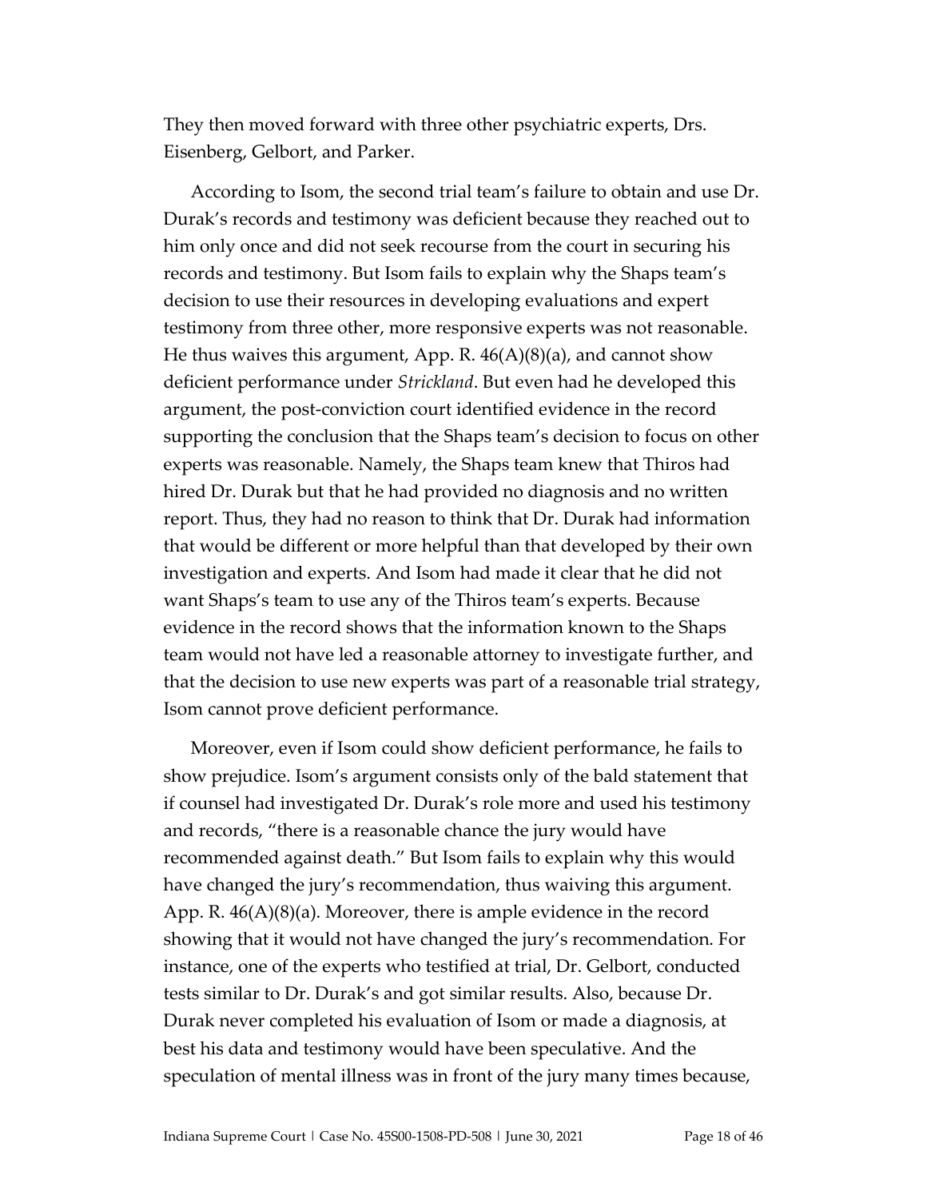They then moved forward with three other psychiatric experts, Drs. Eisenberg, Gelbort, and Parker.

According to Isom, the second trial team's failure to obtain and use Dr. Durak's records and testimony was deficient because they reached out to him only once and did not seek recourse from the court in securing his records and testimony. But Isom fails to explain why the Shaps team's decision to use their resources in developing evaluations and expert testimony from three other, more responsive experts was not reasonable. He thus waives this argument, App. R. 46(A)(8)(a), and cannot show deficient performance under *Strickland*. But even had he developed this argument, the post-conviction court identified evidence in the record supporting the conclusion that the Shaps team's decision to focus on other experts was reasonable. Namely, the Shaps team knew that Thiros had hired Dr. Durak but that he had provided no diagnosis and no written report. Thus, they had no reason to think that Dr. Durak had information that would be different or more helpful than that developed by their own investigation and experts. And Isom had made it clear that he did not want Shaps's team to use any of the Thiros team's experts. Because evidence in the record shows that the information known to the Shaps team would not have led a reasonable attorney to investigate further, and that the decision to use new experts was part of a reasonable trial strategy, Isom cannot prove deficient performance.

Moreover, even if Isom could show deficient performance, he fails to show prejudice. Isom's argument consists only of the bald statement that if counsel had investigated Dr. Durak's role more and used his testimony and records, "there is a reasonable chance the jury would have recommended against death." But Isom fails to explain why this would have changed the jury's recommendation, thus waiving this argument. App. R. 46(A)(8)(a). Moreover, there is ample evidence in the record showing that it would not have changed the jury's recommendation. For instance, one of the experts who testified at trial, Dr. Gelbort, conducted tests similar to Dr. Durak's and got similar results. Also, because Dr. Durak never completed his evaluation of Isom or made a diagnosis, at best his data and testimony would have been speculative. And the speculation of mental illness was in front of the jury many times because,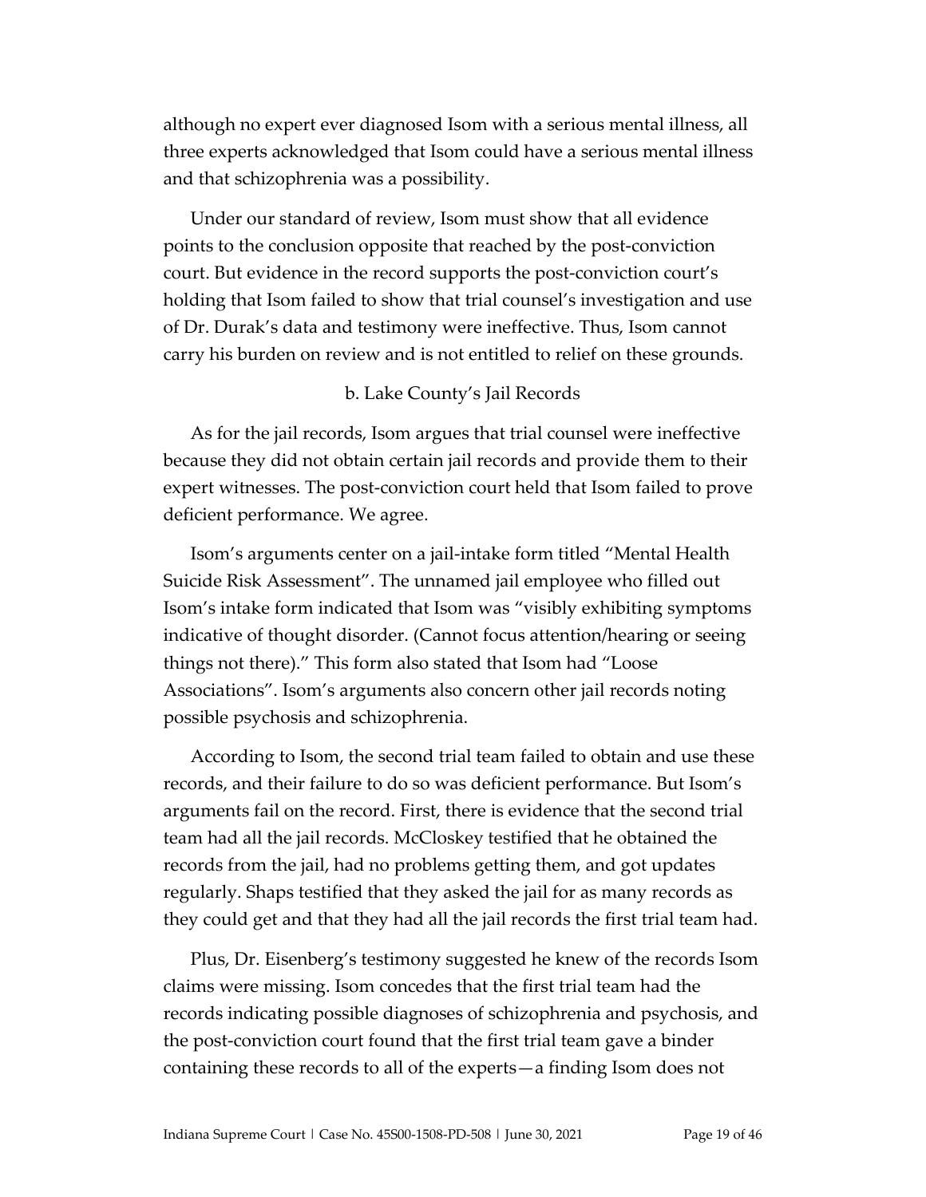although no expert ever diagnosed Isom with a serious mental illness, all three experts acknowledged that Isom could have a serious mental illness and that schizophrenia was a possibility.

Under our standard of review, Isom must show that all evidence points to the conclusion opposite that reached by the post-conviction court. But evidence in the record supports the post-conviction court's holding that Isom failed to show that trial counsel's investigation and use of Dr. Durak's data and testimony were ineffective. Thus, Isom cannot carry his burden on review and is not entitled to relief on these grounds.

b. Lake County's Jail Records

As for the jail records, Isom argues that trial counsel were ineffective because they did not obtain certain jail records and provide them to their expert witnesses. The post-conviction court held that Isom failed to prove deficient performance. We agree.

Isom's arguments center on a jail-intake form titled "Mental Health Suicide Risk Assessment". The unnamed jail employee who filled out Isom's intake form indicated that Isom was "visibly exhibiting symptoms indicative of thought disorder. (Cannot focus attention/hearing or seeing things not there)." This form also stated that Isom had "Loose Associations". Isom's arguments also concern other jail records noting possible psychosis and schizophrenia.

According to Isom, the second trial team failed to obtain and use these records, and their failure to do so was deficient performance. But Isom's arguments fail on the record. First, there is evidence that the second trial team had all the jail records. McCloskey testified that he obtained the records from the jail, had no problems getting them, and got updates regularly. Shaps testified that they asked the jail for as many records as they could get and that they had all the jail records the first trial team had.

Plus, Dr. Eisenberg's testimony suggested he knew of the records Isom claims were missing. Isom concedes that the first trial team had the records indicating possible diagnoses of schizophrenia and psychosis, and the post-conviction court found that the first trial team gave a binder containing these records to all of the experts—a finding Isom does not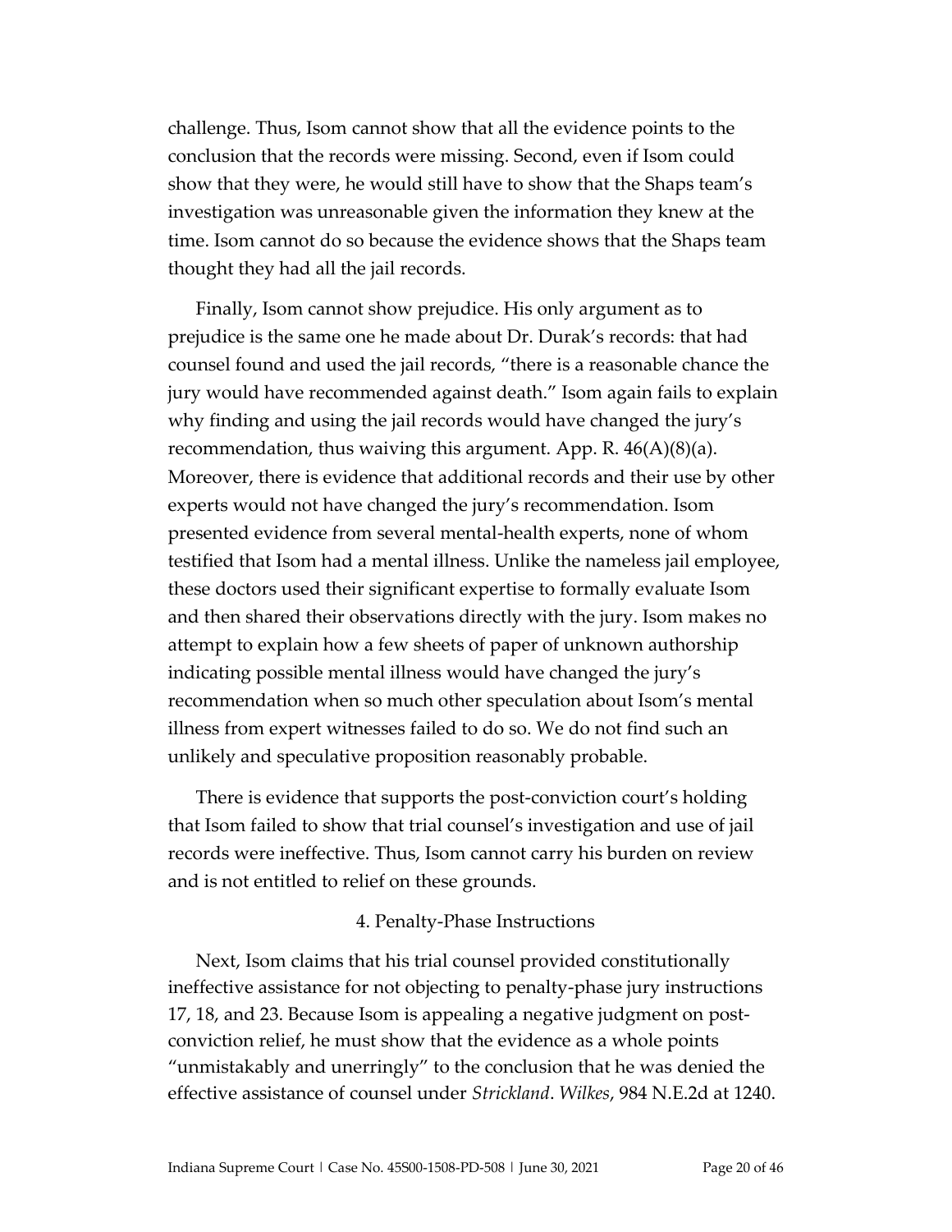challenge. Thus, Isom cannot show that all the evidence points to the conclusion that the records were missing. Second, even if Isom could show that they were, he would still have to show that the Shaps team's investigation was unreasonable given the information they knew at the time. Isom cannot do so because the evidence shows that the Shaps team thought they had all the jail records.

Finally, Isom cannot show prejudice. His only argument as to prejudice is the same one he made about Dr. Durak's records: that had counsel found and used the jail records, "there is a reasonable chance the jury would have recommended against death." Isom again fails to explain why finding and using the jail records would have changed the jury's recommendation, thus waiving this argument. App. R. 46(A)(8)(a). Moreover, there is evidence that additional records and their use by other experts would not have changed the jury's recommendation. Isom presented evidence from several mental-health experts, none of whom testified that Isom had a mental illness. Unlike the nameless jail employee, these doctors used their significant expertise to formally evaluate Isom and then shared their observations directly with the jury. Isom makes no attempt to explain how a few sheets of paper of unknown authorship indicating possible mental illness would have changed the jury's recommendation when so much other speculation about Isom's mental illness from expert witnesses failed to do so. We do not find such an unlikely and speculative proposition reasonably probable.

There is evidence that supports the post-conviction court's holding that Isom failed to show that trial counsel's investigation and use of jail records were ineffective. Thus, Isom cannot carry his burden on review and is not entitled to relief on these grounds.

#### 4. Penalty-Phase Instructions

Next, Isom claims that his trial counsel provided constitutionally ineffective assistance for not objecting to penalty-phase jury instructions 17, 18, and 23. Because Isom is appealing a negative judgment on post-conviction relief, he must show that the evidence as a whole points "unmistakably and unerringly" to the conclusion that he was denied the effective assistance of counsel under *Strickland*. *Wilkes*, 984 N.E.2d at 1240.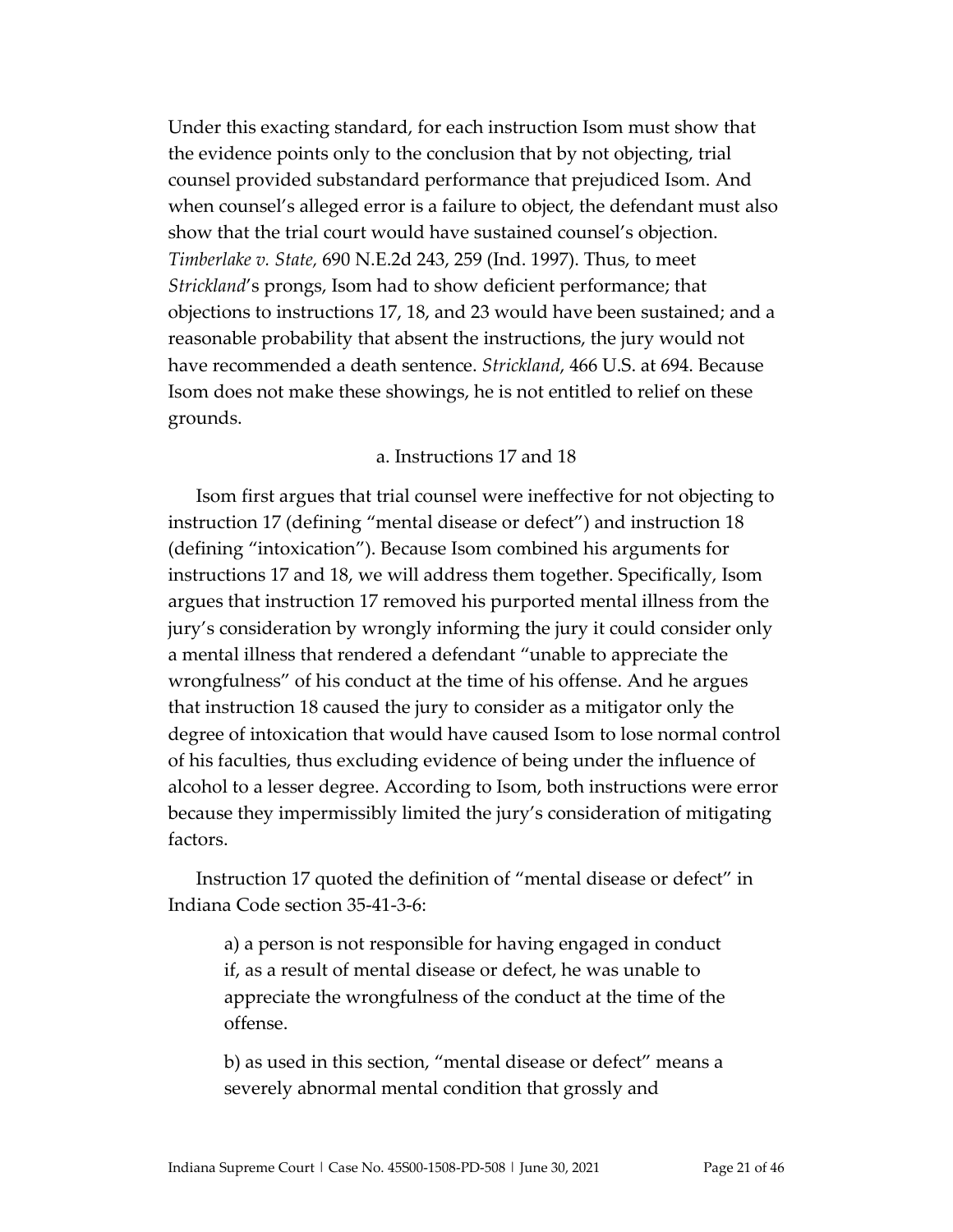Under this exacting standard, for each instruction Isom must show that the evidence points only to the conclusion that by not objecting, trial counsel provided substandard performance that prejudiced Isom. And when counsel's alleged error is a failure to object, the defendant must also show that the trial court would have sustained counsel's objection. *Timberlake v. State,* 690 N.E.2d 243, 259 (Ind. 1997). Thus, to meet *Strickland*'s prongs, Isom had to show deficient performance; that objections to instructions 17, 18, and 23 would have been sustained; and a reasonable probability that absent the instructions, the jury would not have recommended a death sentence. *Strickland*, 466 U.S. at 694. Because Isom does not make these showings, he is not entitled to relief on these grounds.

#### a. Instructions 17 and 18

Isom first argues that trial counsel were ineffective for not objecting to instruction 17 (defining "mental disease or defect") and instruction 18 (defining "intoxication"). Because Isom combined his arguments for instructions 17 and 18, we will address them together. Specifically, Isom argues that instruction 17 removed his purported mental illness from the jury's consideration by wrongly informing the jury it could consider only a mental illness that rendered a defendant "unable to appreciate the wrongfulness" of his conduct at the time of his offense. And he argues that instruction 18 caused the jury to consider as a mitigator only the degree of intoxication that would have caused Isom to lose normal control of his faculties, thus excluding evidence of being under the influence of alcohol to a lesser degree. According to Isom, both instructions were error because they impermissibly limited the jury's consideration of mitigating factors.

Instruction 17 quoted the definition of "mental disease or defect" in Indiana Code section 35-41-3-6:

> a) a person is not responsible for having engaged in conduct if, as a result of mental disease or defect, he was unable to appreciate the wrongfulness of the conduct at the time of the offense.
>
> b) as used in this section, "mental disease or defect" means a severely abnormal mental condition that grossly and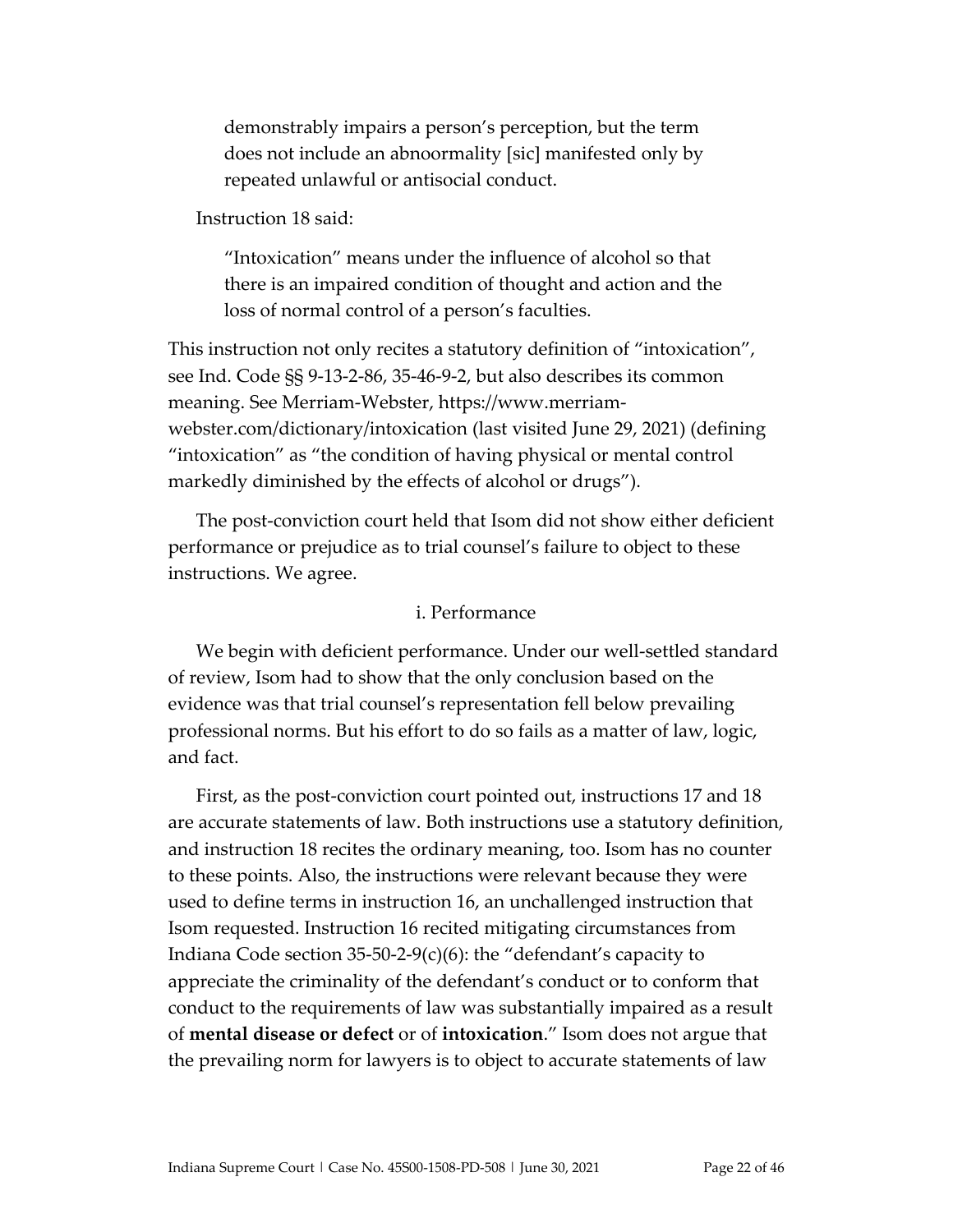> demonstrably impairs a person's perception, but the term does not include an abnoormality [sic] manifested only by repeated unlawful or antisocial conduct.

Instruction 18 said:

> "Intoxication" means under the influence of alcohol so that there is an impaired condition of thought and action and the loss of normal control of a person's faculties.

This instruction not only recites a statutory definition of "intoxication", see Ind. Code §§ 9-13-2-86, 35-46-9-2, but also describes its common meaning. See Merriam-Webster, https://www.merriam-webster.com/dictionary/intoxication (last visited June 29, 2021) (defining "intoxication" as "the condition of having physical or mental control markedly diminished by the effects of alcohol or drugs").

The post-conviction court held that Isom did not show either deficient performance or prejudice as to trial counsel's failure to object to these instructions. We agree.

#### i. Performance

We begin with deficient performance. Under our well-settled standard of review, Isom had to show that the only conclusion based on the evidence was that trial counsel's representation fell below prevailing professional norms. But his effort to do so fails as a matter of law, logic, and fact.

First, as the post-conviction court pointed out, instructions 17 and 18 are accurate statements of law. Both instructions use a statutory definition, and instruction 18 recites the ordinary meaning, too. Isom has no counter to these points. Also, the instructions were relevant because they were used to define terms in instruction 16, an unchallenged instruction that Isom requested. Instruction 16 recited mitigating circumstances from Indiana Code section 35-50-2-9(c)(6): the "defendant's capacity to appreciate the criminality of the defendant's conduct or to conform that conduct to the requirements of law was substantially impaired as a result of **mental disease or defect** or of **intoxication**." Isom does not argue that the prevailing norm for lawyers is to object to accurate statements of law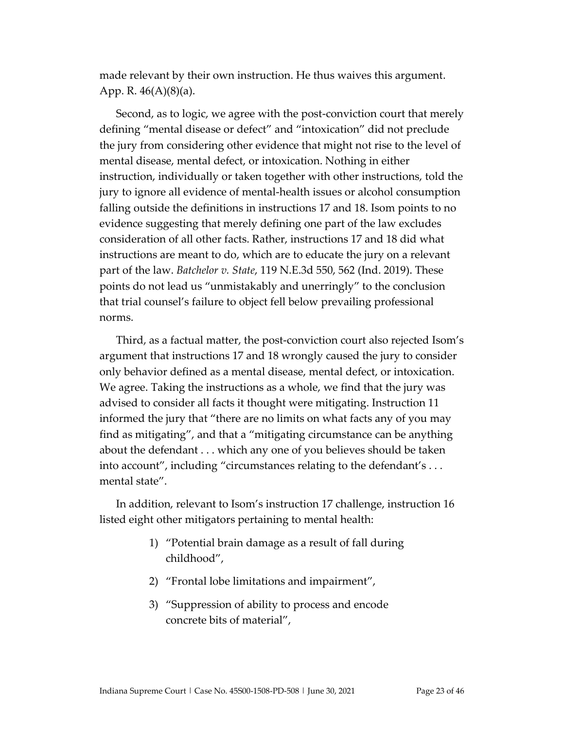made relevant by their own instruction. He thus waives this argument. App. R. 46(A)(8)(a).

Second, as to logic, we agree with the post-conviction court that merely defining "mental disease or defect" and "intoxication" did not preclude the jury from considering other evidence that might not rise to the level of mental disease, mental defect, or intoxication. Nothing in either instruction, individually or taken together with other instructions, told the jury to ignore all evidence of mental-health issues or alcohol consumption falling outside the definitions in instructions 17 and 18. Isom points to no evidence suggesting that merely defining one part of the law excludes consideration of all other facts. Rather, instructions 17 and 18 did what instructions are meant to do, which are to educate the jury on a relevant part of the law. *Batchelor v. State*, 119 N.E.3d 550, 562 (Ind. 2019). These points do not lead us "unmistakably and unerringly" to the conclusion that trial counsel's failure to object fell below prevailing professional norms.

Third, as a factual matter, the post-conviction court also rejected Isom's argument that instructions 17 and 18 wrongly caused the jury to consider only behavior defined as a mental disease, mental defect, or intoxication. We agree. Taking the instructions as a whole, we find that the jury was advised to consider all facts it thought were mitigating. Instruction 11 informed the jury that "there are no limits on what facts any of you may find as mitigating", and that a "mitigating circumstance can be anything about the defendant . . . which any one of you believes should be taken into account", including "circumstances relating to the defendant's . . . mental state".

In addition, relevant to Isom's instruction 17 challenge, instruction 16 listed eight other mitigators pertaining to mental health:

1) "Potential brain damage as a result of fall during childhood",
2) "Frontal lobe limitations and impairment",
3) "Suppression of ability to process and encode concrete bits of material",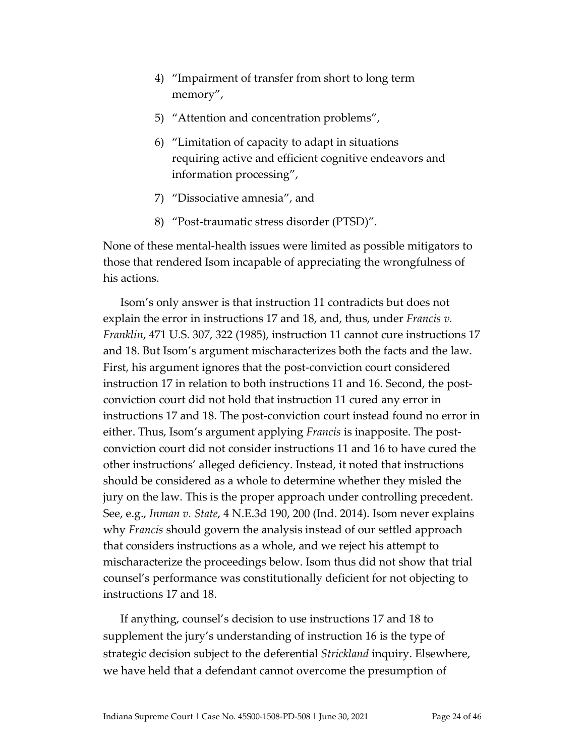4) "Impairment of transfer from short to long term memory",

5) "Attention and concentration problems",

6) "Limitation of capacity to adapt in situations requiring active and efficient cognitive endeavors and information processing",

7) "Dissociative amnesia", and

8) "Post-traumatic stress disorder (PTSD)".

None of these mental-health issues were limited as possible mitigators to those that rendered Isom incapable of appreciating the wrongfulness of his actions.

Isom's only answer is that instruction 11 contradicts but does not explain the error in instructions 17 and 18, and, thus, under *Francis v. Franklin*, 471 U.S. 307, 322 (1985), instruction 11 cannot cure instructions 17 and 18. But Isom's argument mischaracterizes both the facts and the law. First, his argument ignores that the post-conviction court considered instruction 17 in relation to both instructions 11 and 16. Second, the post-conviction court did not hold that instruction 11 cured any error in instructions 17 and 18. The post-conviction court instead found no error in either. Thus, Isom's argument applying *Francis* is inapposite. The post-conviction court did not consider instructions 11 and 16 to have cured the other instructions' alleged deficiency. Instead, it noted that instructions should be considered as a whole to determine whether they misled the jury on the law. This is the proper approach under controlling precedent. See, e.g., *Inman v. State*, 4 N.E.3d 190, 200 (Ind. 2014). Isom never explains why *Francis* should govern the analysis instead of our settled approach that considers instructions as a whole, and we reject his attempt to mischaracterize the proceedings below. Isom thus did not show that trial counsel's performance was constitutionally deficient for not objecting to instructions 17 and 18.

If anything, counsel's decision to use instructions 17 and 18 to supplement the jury's understanding of instruction 16 is the type of strategic decision subject to the deferential *Strickland* inquiry. Elsewhere, we have held that a defendant cannot overcome the presumption of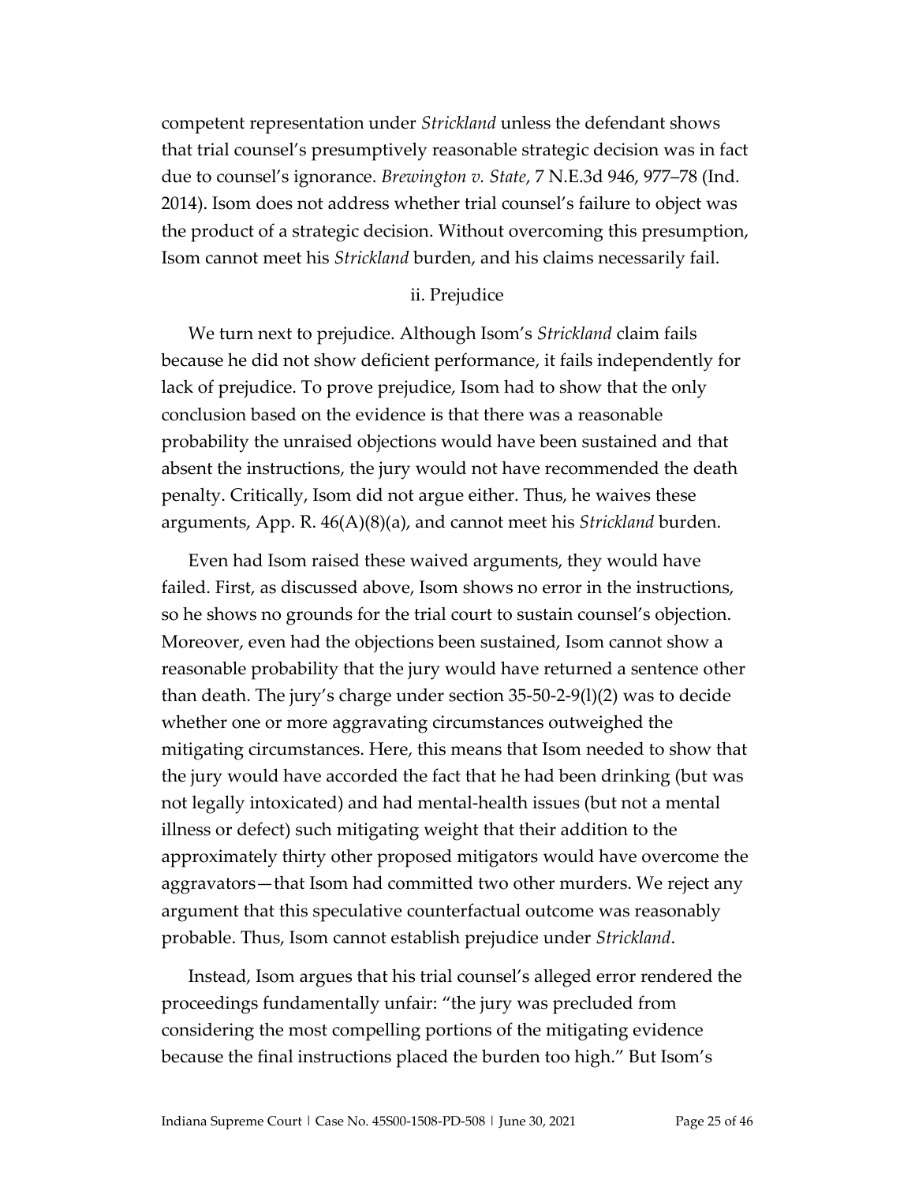competent representation under *Strickland* unless the defendant shows that trial counsel's presumptively reasonable strategic decision was in fact due to counsel's ignorance. *Brewington v. State*, 7 N.E.3d 946, 977–78 (Ind. 2014). Isom does not address whether trial counsel's failure to object was the product of a strategic decision. Without overcoming this presumption, Isom cannot meet his *Strickland* burden, and his claims necessarily fail.

### ii. Prejudice

We turn next to prejudice. Although Isom's *Strickland* claim fails because he did not show deficient performance, it fails independently for lack of prejudice. To prove prejudice, Isom had to show that the only conclusion based on the evidence is that there was a reasonable probability the unraised objections would have been sustained and that absent the instructions, the jury would not have recommended the death penalty. Critically, Isom did not argue either. Thus, he waives these arguments, App. R. 46(A)(8)(a), and cannot meet his *Strickland* burden.

Even had Isom raised these waived arguments, they would have failed. First, as discussed above, Isom shows no error in the instructions, so he shows no grounds for the trial court to sustain counsel's objection. Moreover, even had the objections been sustained, Isom cannot show a reasonable probability that the jury would have returned a sentence other than death. The jury's charge under section 35-50-2-9(l)(2) was to decide whether one or more aggravating circumstances outweighed the mitigating circumstances. Here, this means that Isom needed to show that the jury would have accorded the fact that he had been drinking (but was not legally intoxicated) and had mental-health issues (but not a mental illness or defect) such mitigating weight that their addition to the approximately thirty other proposed mitigators would have overcome the aggravators—that Isom had committed two other murders. We reject any argument that this speculative counterfactual outcome was reasonably probable. Thus, Isom cannot establish prejudice under *Strickland*.

Instead, Isom argues that his trial counsel's alleged error rendered the proceedings fundamentally unfair: "the jury was precluded from considering the most compelling portions of the mitigating evidence because the final instructions placed the burden too high." But Isom's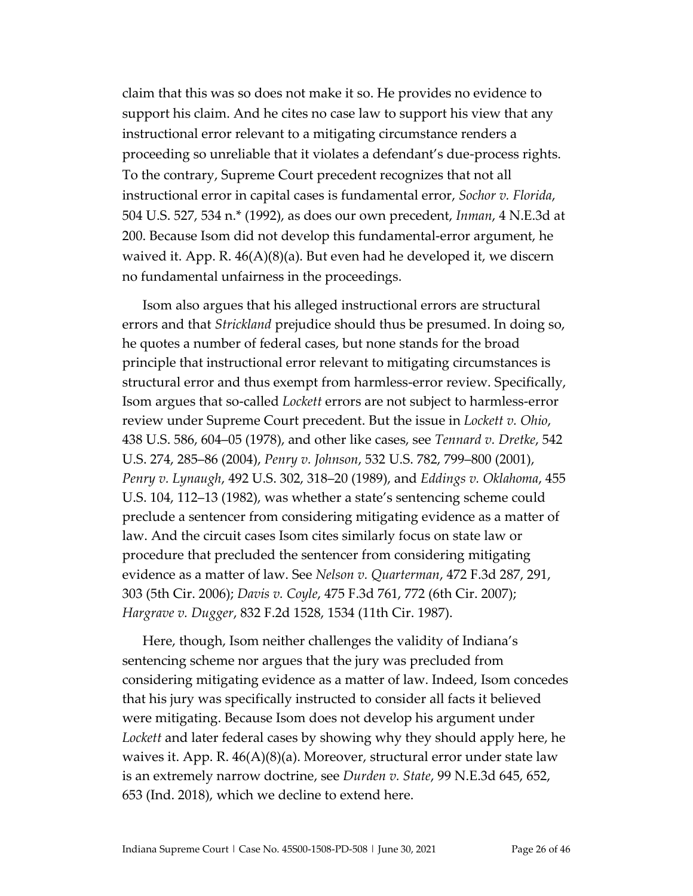claim that this was so does not make it so. He provides no evidence to support his claim. And he cites no case law to support his view that any instructional error relevant to a mitigating circumstance renders a proceeding so unreliable that it violates a defendant's due-process rights. To the contrary, Supreme Court precedent recognizes that not all instructional error in capital cases is fundamental error, *Sochor v. Florida*, 504 U.S. 527, 534 n.* (1992), as does our own precedent, *Inman*, 4 N.E.3d at 200. Because Isom did not develop this fundamental-error argument, he waived it. App. R. 46(A)(8)(a). But even had he developed it, we discern no fundamental unfairness in the proceedings.

Isom also argues that his alleged instructional errors are structural errors and that *Strickland* prejudice should thus be presumed. In doing so, he quotes a number of federal cases, but none stands for the broad principle that instructional error relevant to mitigating circumstances is structural error and thus exempt from harmless-error review. Specifically, Isom argues that so-called *Lockett* errors are not subject to harmless-error review under Supreme Court precedent. But the issue in *Lockett v. Ohio*, 438 U.S. 586, 604–05 (1978), and other like cases, see *Tennard v. Dretke*, 542 U.S. 274, 285–86 (2004), *Penry v. Johnson*, 532 U.S. 782, 799–800 (2001), *Penry v. Lynaugh*, 492 U.S. 302, 318–20 (1989), and *Eddings v. Oklahoma*, 455 U.S. 104, 112–13 (1982), was whether a state's sentencing scheme could preclude a sentencer from considering mitigating evidence as a matter of law. And the circuit cases Isom cites similarly focus on state law or procedure that precluded the sentencer from considering mitigating evidence as a matter of law. See *Nelson v. Quarterman*, 472 F.3d 287, 291, 303 (5th Cir. 2006); *Davis v. Coyle*, 475 F.3d 761, 772 (6th Cir. 2007); *Hargrave v. Dugger*, 832 F.2d 1528, 1534 (11th Cir. 1987).

Here, though, Isom neither challenges the validity of Indiana's sentencing scheme nor argues that the jury was precluded from considering mitigating evidence as a matter of law. Indeed, Isom concedes that his jury was specifically instructed to consider all facts it believed were mitigating. Because Isom does not develop his argument under *Lockett* and later federal cases by showing why they should apply here, he waives it. App. R. 46(A)(8)(a). Moreover, structural error under state law is an extremely narrow doctrine, see *Durden v. State*, 99 N.E.3d 645, 652, 653 (Ind. 2018), which we decline to extend here.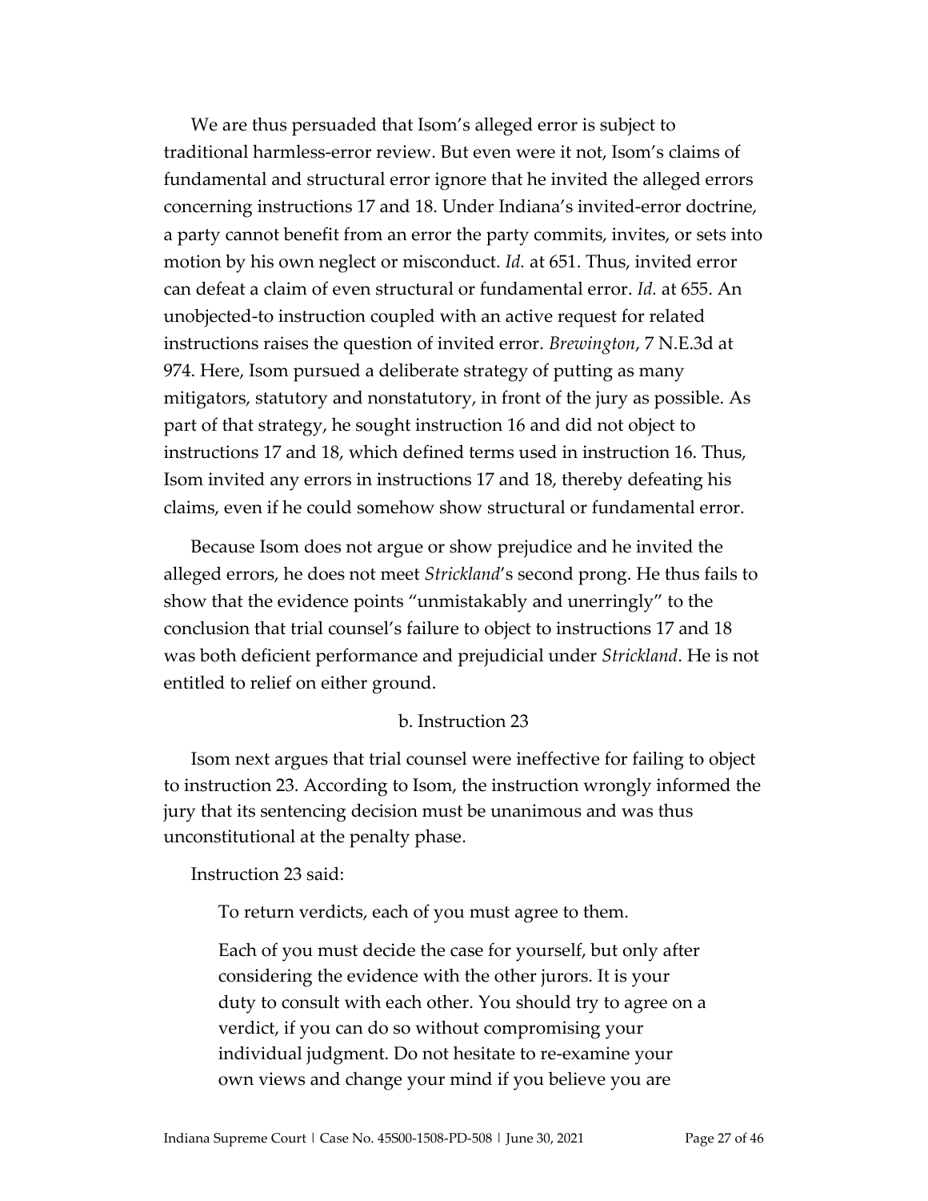We are thus persuaded that Isom's alleged error is subject to traditional harmless-error review. But even were it not, Isom's claims of fundamental and structural error ignore that he invited the alleged errors concerning instructions 17 and 18. Under Indiana's invited-error doctrine, a party cannot benefit from an error the party commits, invites, or sets into motion by his own neglect or misconduct. *Id.* at 651. Thus, invited error can defeat a claim of even structural or fundamental error. *Id.* at 655. An unobjected-to instruction coupled with an active request for related instructions raises the question of invited error. *Brewington*, 7 N.E.3d at 974. Here, Isom pursued a deliberate strategy of putting as many mitigators, statutory and nonstatutory, in front of the jury as possible. As part of that strategy, he sought instruction 16 and did not object to instructions 17 and 18, which defined terms used in instruction 16. Thus, Isom invited any errors in instructions 17 and 18, thereby defeating his claims, even if he could somehow show structural or fundamental error.

Because Isom does not argue or show prejudice and he invited the alleged errors, he does not meet *Strickland*'s second prong. He thus fails to show that the evidence points "unmistakably and unerringly" to the conclusion that trial counsel's failure to object to instructions 17 and 18 was both deficient performance and prejudicial under *Strickland*. He is not entitled to relief on either ground.

b. Instruction 23

Isom next argues that trial counsel were ineffective for failing to object to instruction 23. According to Isom, the instruction wrongly informed the jury that its sentencing decision must be unanimous and was thus unconstitutional at the penalty phase.

Instruction 23 said:

> To return verdicts, each of you must agree to them.
>
> Each of you must decide the case for yourself, but only after considering the evidence with the other jurors. It is your duty to consult with each other. You should try to agree on a verdict, if you can do so without compromising your individual judgment. Do not hesitate to re-examine your own views and change your mind if you believe you are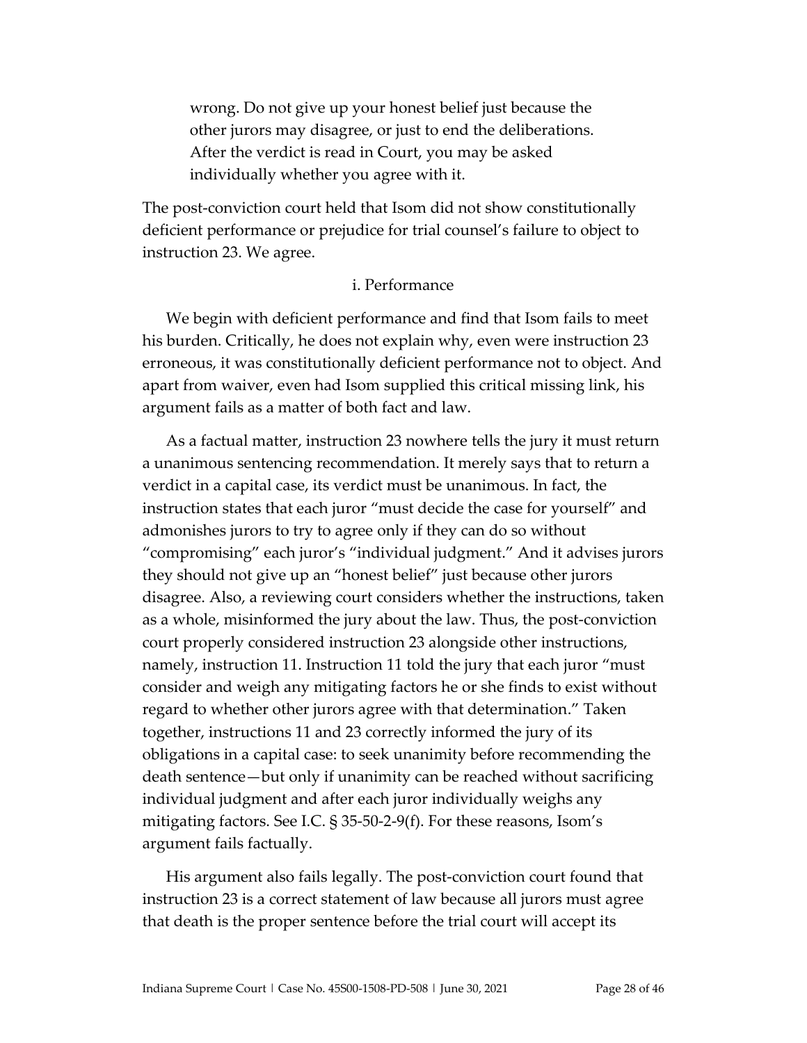> wrong. Do not give up your honest belief just because the other jurors may disagree, or just to end the deliberations. After the verdict is read in Court, you may be asked individually whether you agree with it.

The post-conviction court held that Isom did not show constitutionally deficient performance or prejudice for trial counsel's failure to object to instruction 23. We agree.

#### i. Performance

We begin with deficient performance and find that Isom fails to meet his burden. Critically, he does not explain why, even were instruction 23 erroneous, it was constitutionally deficient performance not to object. And apart from waiver, even had Isom supplied this critical missing link, his argument fails as a matter of both fact and law.

As a factual matter, instruction 23 nowhere tells the jury it must return a unanimous sentencing recommendation. It merely says that to return a verdict in a capital case, its verdict must be unanimous. In fact, the instruction states that each juror "must decide the case for yourself" and admonishes jurors to try to agree only if they can do so without "compromising" each juror's "individual judgment." And it advises jurors they should not give up an "honest belief" just because other jurors disagree. Also, a reviewing court considers whether the instructions, taken as a whole, misinformed the jury about the law. Thus, the post-conviction court properly considered instruction 23 alongside other instructions, namely, instruction 11. Instruction 11 told the jury that each juror "must consider and weigh any mitigating factors he or she finds to exist without regard to whether other jurors agree with that determination." Taken together, instructions 11 and 23 correctly informed the jury of its obligations in a capital case: to seek unanimity before recommending the death sentence—but only if unanimity can be reached without sacrificing individual judgment and after each juror individually weighs any mitigating factors. See I.C. § 35-50-2-9(f). For these reasons, Isom's argument fails factually.

His argument also fails legally. The post-conviction court found that instruction 23 is a correct statement of law because all jurors must agree that death is the proper sentence before the trial court will accept its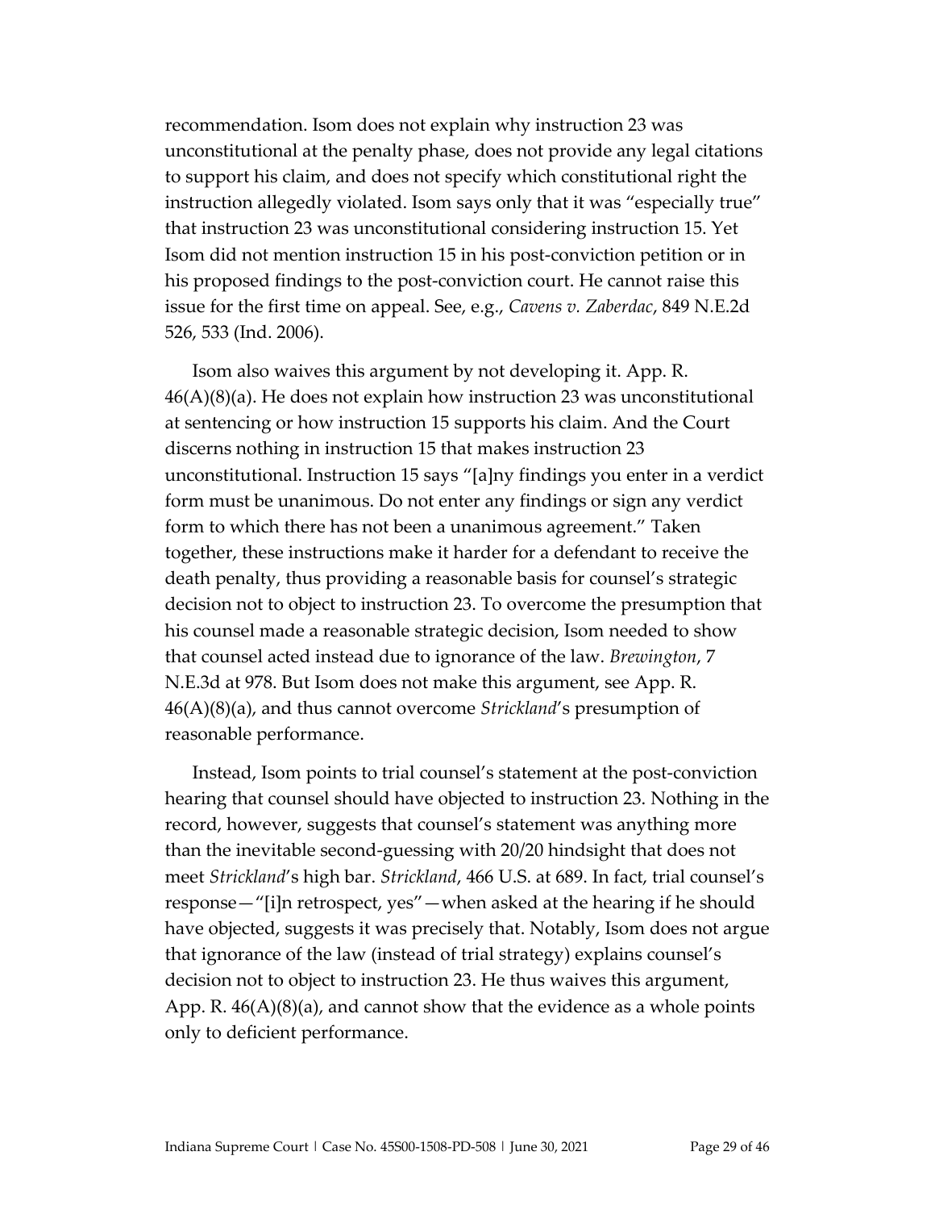recommendation. Isom does not explain why instruction 23 was unconstitutional at the penalty phase, does not provide any legal citations to support his claim, and does not specify which constitutional right the instruction allegedly violated. Isom says only that it was "especially true" that instruction 23 was unconstitutional considering instruction 15. Yet Isom did not mention instruction 15 in his post-conviction petition or in his proposed findings to the post-conviction court. He cannot raise this issue for the first time on appeal. See, e.g., *Cavens v. Zaberdac*, 849 N.E.2d 526, 533 (Ind. 2006).

Isom also waives this argument by not developing it. App. R. 46(A)(8)(a). He does not explain how instruction 23 was unconstitutional at sentencing or how instruction 15 supports his claim. And the Court discerns nothing in instruction 15 that makes instruction 23 unconstitutional. Instruction 15 says "[a]ny findings you enter in a verdict form must be unanimous. Do not enter any findings or sign any verdict form to which there has not been a unanimous agreement." Taken together, these instructions make it harder for a defendant to receive the death penalty, thus providing a reasonable basis for counsel's strategic decision not to object to instruction 23. To overcome the presumption that his counsel made a reasonable strategic decision, Isom needed to show that counsel acted instead due to ignorance of the law. *Brewington*, 7 N.E.3d at 978. But Isom does not make this argument, see App. R. 46(A)(8)(a), and thus cannot overcome *Strickland*'s presumption of reasonable performance.

Instead, Isom points to trial counsel's statement at the post-conviction hearing that counsel should have objected to instruction 23. Nothing in the record, however, suggests that counsel's statement was anything more than the inevitable second-guessing with 20/20 hindsight that does not meet *Strickland*'s high bar. *Strickland*, 466 U.S. at 689. In fact, trial counsel's response—"[i]n retrospect, yes"—when asked at the hearing if he should have objected, suggests it was precisely that. Notably, Isom does not argue that ignorance of the law (instead of trial strategy) explains counsel's decision not to object to instruction 23. He thus waives this argument, App. R. 46(A)(8)(a), and cannot show that the evidence as a whole points only to deficient performance.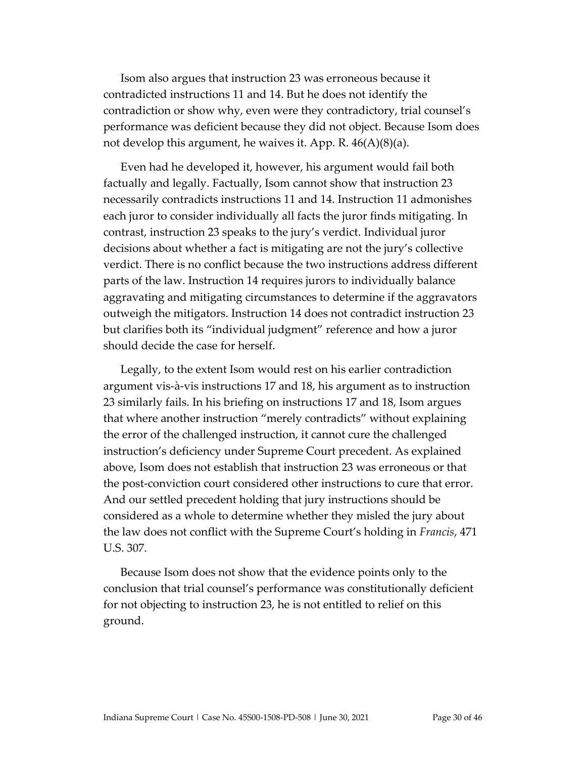Isom also argues that instruction 23 was erroneous because it contradicted instructions 11 and 14. But he does not identify the contradiction or show why, even were they contradictory, trial counsel's performance was deficient because they did not object. Because Isom does not develop this argument, he waives it. App. R. 46(A)(8)(a).

Even had he developed it, however, his argument would fail both factually and legally. Factually, Isom cannot show that instruction 23 necessarily contradicts instructions 11 and 14. Instruction 11 admonishes each juror to consider individually all facts the juror finds mitigating. In contrast, instruction 23 speaks to the jury's verdict. Individual juror decisions about whether a fact is mitigating are not the jury's collective verdict. There is no conflict because the two instructions address different parts of the law. Instruction 14 requires jurors to individually balance aggravating and mitigating circumstances to determine if the aggravators outweigh the mitigators. Instruction 14 does not contradict instruction 23 but clarifies both its "individual judgment" reference and how a juror should decide the case for herself.

Legally, to the extent Isom would rest on his earlier contradiction argument vis-à-vis instructions 17 and 18, his argument as to instruction 23 similarly fails. In his briefing on instructions 17 and 18, Isom argues that where another instruction "merely contradicts" without explaining the error of the challenged instruction, it cannot cure the challenged instruction's deficiency under Supreme Court precedent. As explained above, Isom does not establish that instruction 23 was erroneous or that the post-conviction court considered other instructions to cure that error. And our settled precedent holding that jury instructions should be considered as a whole to determine whether they misled the jury about the law does not conflict with the Supreme Court's holding in *Francis*, 471 U.S. 307.

Because Isom does not show that the evidence points only to the conclusion that trial counsel's performance was constitutionally deficient for not objecting to instruction 23, he is not entitled to relief on this ground.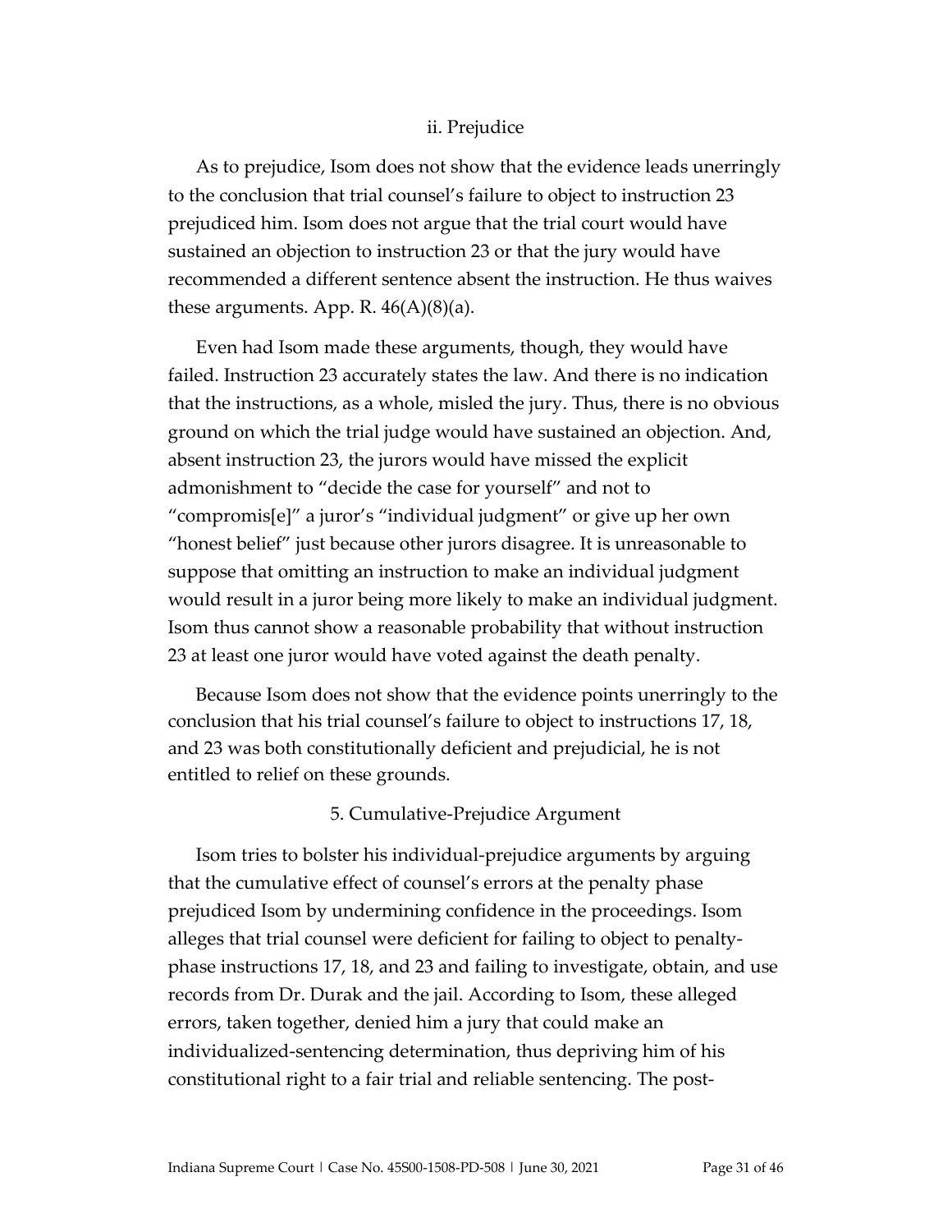#### ii. Prejudice

As to prejudice, Isom does not show that the evidence leads unerringly to the conclusion that trial counsel's failure to object to instruction 23 prejudiced him. Isom does not argue that the trial court would have sustained an objection to instruction 23 or that the jury would have recommended a different sentence absent the instruction. He thus waives these arguments. App. R. 46(A)(8)(a).

Even had Isom made these arguments, though, they would have failed. Instruction 23 accurately states the law. And there is no indication that the instructions, as a whole, misled the jury. Thus, there is no obvious ground on which the trial judge would have sustained an objection. And, absent instruction 23, the jurors would have missed the explicit admonishment to "decide the case for yourself" and not to "compromis[e]" a juror's "individual judgment" or give up her own "honest belief" just because other jurors disagree. It is unreasonable to suppose that omitting an instruction to make an individual judgment would result in a juror being more likely to make an individual judgment. Isom thus cannot show a reasonable probability that without instruction 23 at least one juror would have voted against the death penalty.

Because Isom does not show that the evidence points unerringly to the conclusion that his trial counsel's failure to object to instructions 17, 18, and 23 was both constitutionally deficient and prejudicial, he is not entitled to relief on these grounds.

### 5. Cumulative-Prejudice Argument

Isom tries to bolster his individual-prejudice arguments by arguing that the cumulative effect of counsel's errors at the penalty phase prejudiced Isom by undermining confidence in the proceedings. Isom alleges that trial counsel were deficient for failing to object to penalty-phase instructions 17, 18, and 23 and failing to investigate, obtain, and use records from Dr. Durak and the jail. According to Isom, these alleged errors, taken together, denied him a jury that could make an individualized-sentencing determination, thus depriving him of his constitutional right to a fair trial and reliable sentencing. The post-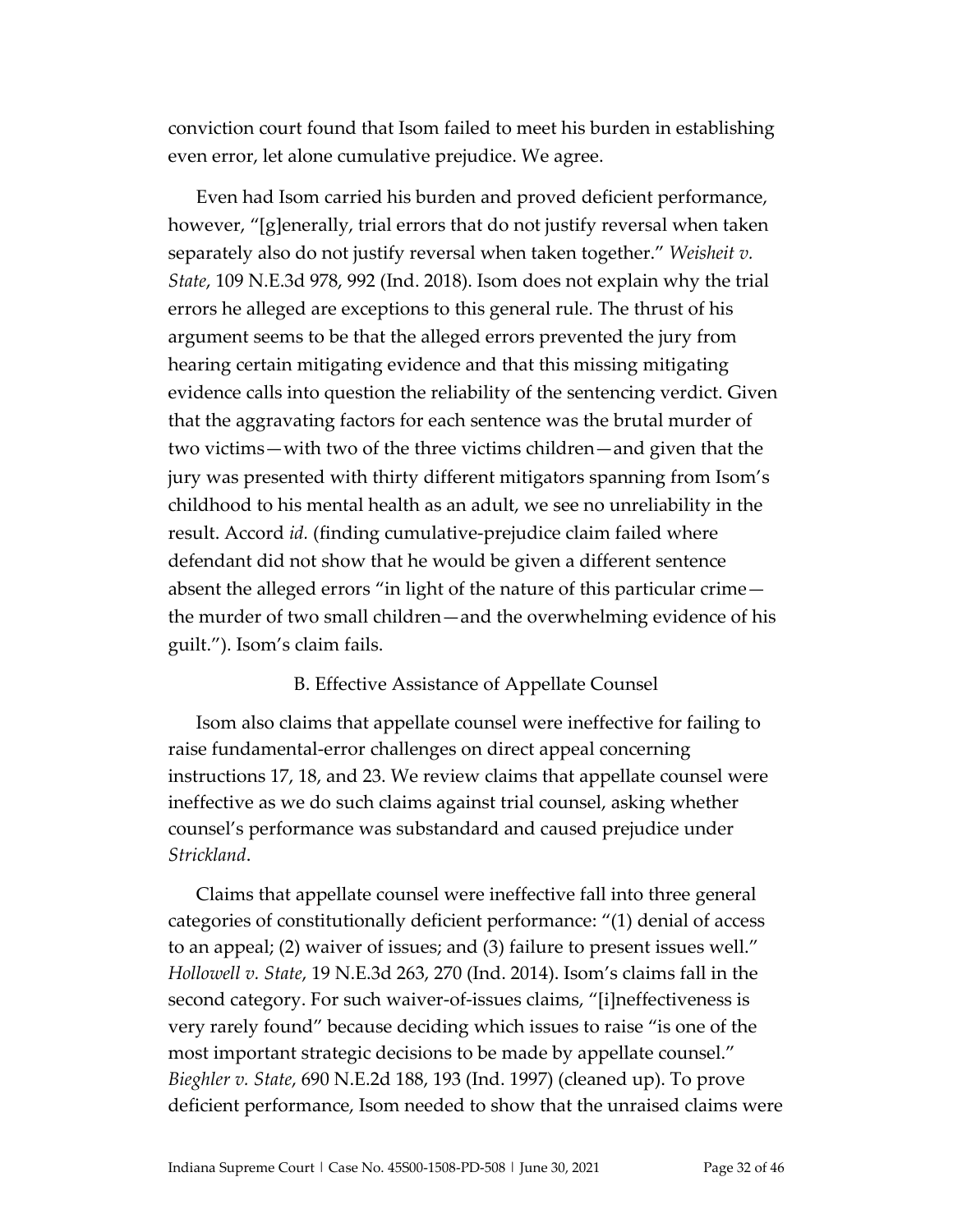conviction court found that Isom failed to meet his burden in establishing even error, let alone cumulative prejudice. We agree.

Even had Isom carried his burden and proved deficient performance, however, "[g]enerally, trial errors that do not justify reversal when taken separately also do not justify reversal when taken together." *Weisheit v. State*, 109 N.E.3d 978, 992 (Ind. 2018). Isom does not explain why the trial errors he alleged are exceptions to this general rule. The thrust of his argument seems to be that the alleged errors prevented the jury from hearing certain mitigating evidence and that this missing mitigating evidence calls into question the reliability of the sentencing verdict. Given that the aggravating factors for each sentence was the brutal murder of two victims—with two of the three victims children—and given that the jury was presented with thirty different mitigators spanning from Isom's childhood to his mental health as an adult, we see no unreliability in the result. Accord *id.* (finding cumulative-prejudice claim failed where defendant did not show that he would be given a different sentence absent the alleged errors "in light of the nature of this particular crime—the murder of two small children—and the overwhelming evidence of his guilt."). Isom's claim fails.

### B. Effective Assistance of Appellate Counsel

Isom also claims that appellate counsel were ineffective for failing to raise fundamental-error challenges on direct appeal concerning instructions 17, 18, and 23. We review claims that appellate counsel were ineffective as we do such claims against trial counsel, asking whether counsel's performance was substandard and caused prejudice under *Strickland*.

Claims that appellate counsel were ineffective fall into three general categories of constitutionally deficient performance: "(1) denial of access to an appeal; (2) waiver of issues; and (3) failure to present issues well." *Hollowell v. State*, 19 N.E.3d 263, 270 (Ind. 2014). Isom's claims fall in the second category. For such waiver-of-issues claims, "[i]neffectiveness is very rarely found" because deciding which issues to raise "is one of the most important strategic decisions to be made by appellate counsel." *Bieghler v. State*, 690 N.E.2d 188, 193 (Ind. 1997) (cleaned up). To prove deficient performance, Isom needed to show that the unraised claims were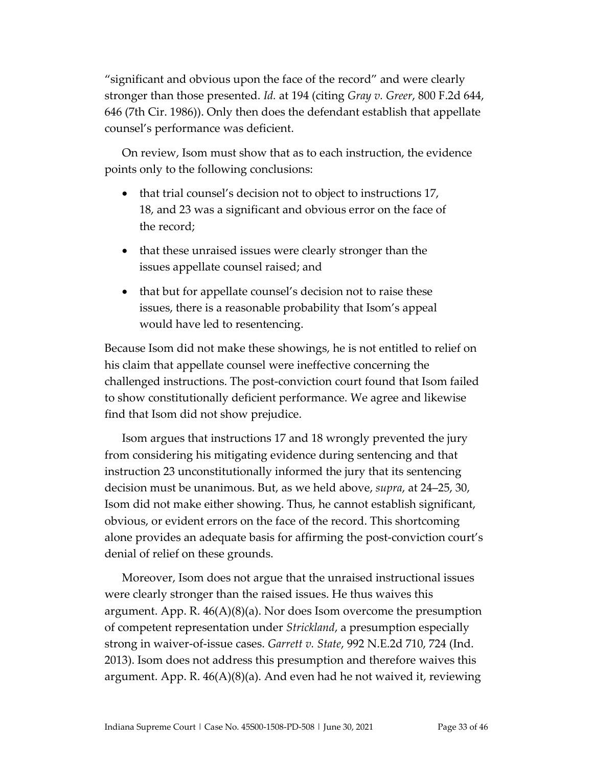"significant and obvious upon the face of the record" and were clearly stronger than those presented. *Id.* at 194 (citing *Gray v. Greer*, 800 F.2d 644, 646 (7th Cir. 1986)). Only then does the defendant establish that appellate counsel's performance was deficient.

On review, Isom must show that as to each instruction, the evidence points only to the following conclusions:

- that trial counsel's decision not to object to instructions 17, 18, and 23 was a significant and obvious error on the face of the record;
- that these unraised issues were clearly stronger than the issues appellate counsel raised; and
- that but for appellate counsel's decision not to raise these issues, there is a reasonable probability that Isom's appeal would have led to resentencing.

Because Isom did not make these showings, he is not entitled to relief on his claim that appellate counsel were ineffective concerning the challenged instructions. The post-conviction court found that Isom failed to show constitutionally deficient performance. We agree and likewise find that Isom did not show prejudice.

Isom argues that instructions 17 and 18 wrongly prevented the jury from considering his mitigating evidence during sentencing and that instruction 23 unconstitutionally informed the jury that its sentencing decision must be unanimous. But, as we held above, *supra*, at 24–25, 30, Isom did not make either showing. Thus, he cannot establish significant, obvious, or evident errors on the face of the record. This shortcoming alone provides an adequate basis for affirming the post-conviction court's denial of relief on these grounds.

Moreover, Isom does not argue that the unraised instructional issues were clearly stronger than the raised issues. He thus waives this argument. App. R. 46(A)(8)(a). Nor does Isom overcome the presumption of competent representation under *Strickland*, a presumption especially strong in waiver-of-issue cases. *Garrett v. State*, 992 N.E.2d 710, 724 (Ind. 2013). Isom does not address this presumption and therefore waives this argument. App. R. 46(A)(8)(a). And even had he not waived it, reviewing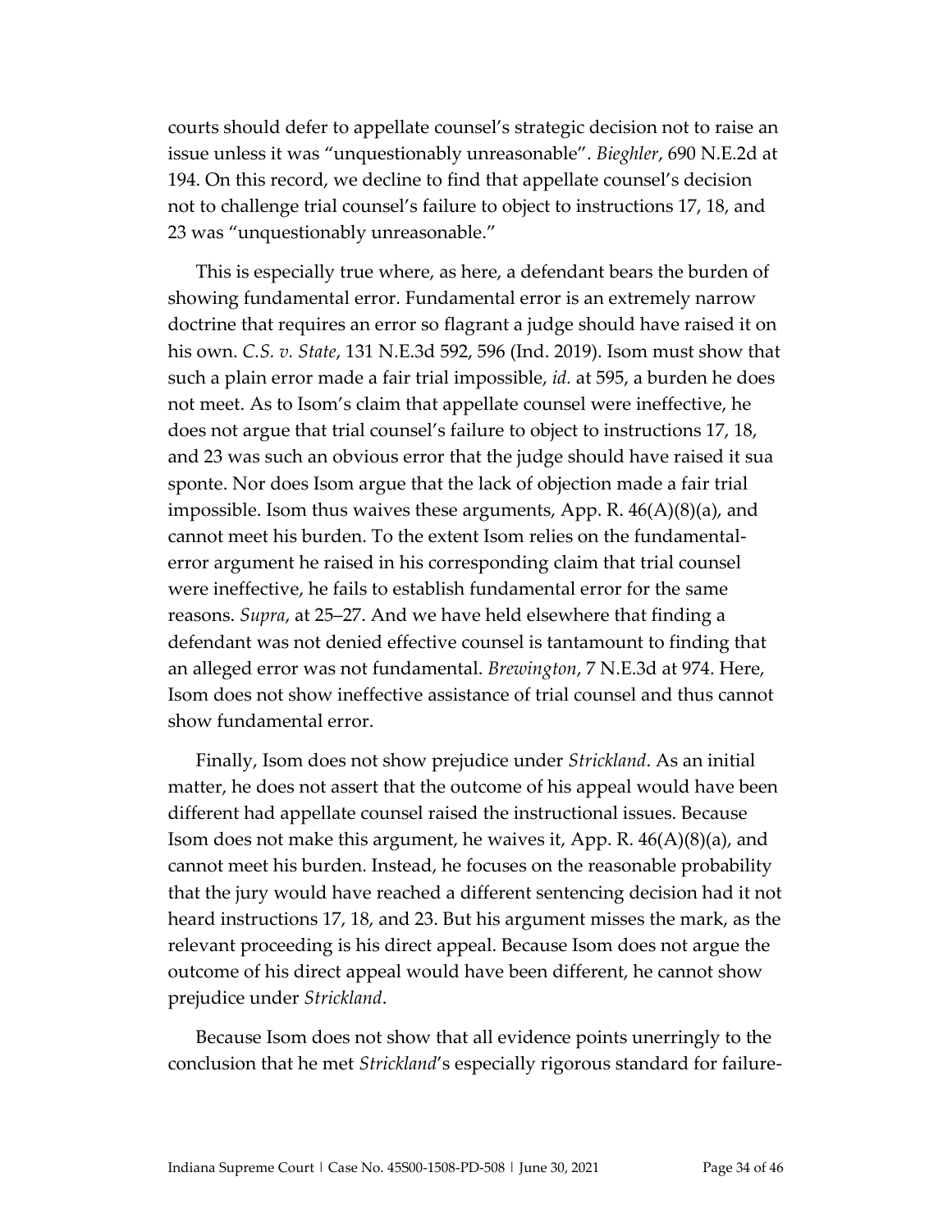courts should defer to appellate counsel's strategic decision not to raise an issue unless it was "unquestionably unreasonable". *Bieghler*, 690 N.E.2d at 194. On this record, we decline to find that appellate counsel's decision not to challenge trial counsel's failure to object to instructions 17, 18, and 23 was "unquestionably unreasonable."

This is especially true where, as here, a defendant bears the burden of showing fundamental error. Fundamental error is an extremely narrow doctrine that requires an error so flagrant a judge should have raised it on his own. *C.S. v. State*, 131 N.E.3d 592, 596 (Ind. 2019). Isom must show that such a plain error made a fair trial impossible, *id.* at 595, a burden he does not meet. As to Isom's claim that appellate counsel were ineffective, he does not argue that trial counsel's failure to object to instructions 17, 18, and 23 was such an obvious error that the judge should have raised it sua sponte. Nor does Isom argue that the lack of objection made a fair trial impossible. Isom thus waives these arguments, App. R. 46(A)(8)(a), and cannot meet his burden. To the extent Isom relies on the fundamental-error argument he raised in his corresponding claim that trial counsel were ineffective, he fails to establish fundamental error for the same reasons. *Supra*, at 25–27. And we have held elsewhere that finding a defendant was not denied effective counsel is tantamount to finding that an alleged error was not fundamental. *Brewington*, 7 N.E.3d at 974. Here, Isom does not show ineffective assistance of trial counsel and thus cannot show fundamental error.

Finally, Isom does not show prejudice under *Strickland*. As an initial matter, he does not assert that the outcome of his appeal would have been different had appellate counsel raised the instructional issues. Because Isom does not make this argument, he waives it, App. R. 46(A)(8)(a), and cannot meet his burden. Instead, he focuses on the reasonable probability that the jury would have reached a different sentencing decision had it not heard instructions 17, 18, and 23. But his argument misses the mark, as the relevant proceeding is his direct appeal. Because Isom does not argue the outcome of his direct appeal would have been different, he cannot show prejudice under *Strickland*.

Because Isom does not show that all evidence points unerringly to the conclusion that he met *Strickland*'s especially rigorous standard for failure-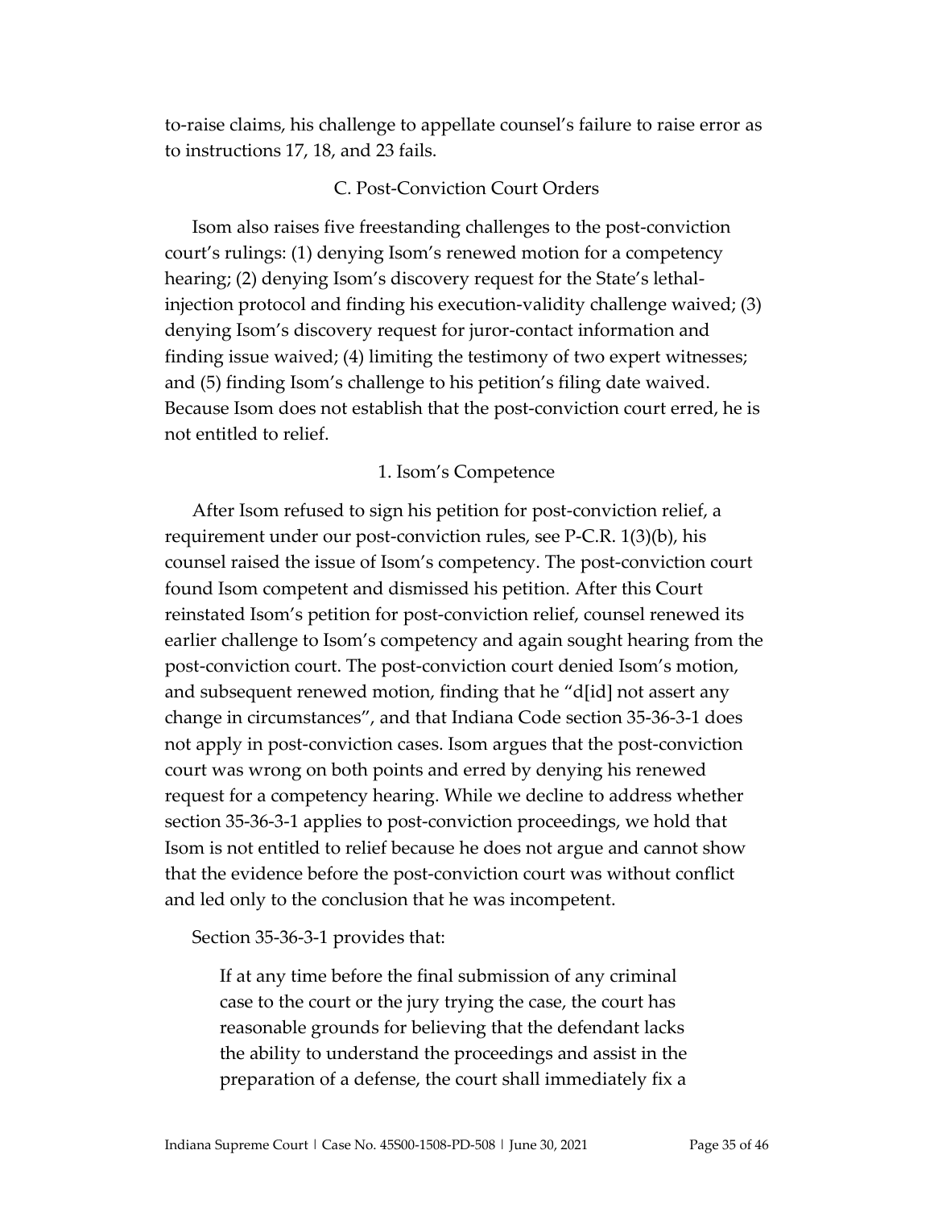to-raise claims, his challenge to appellate counsel's failure to raise error as to instructions 17, 18, and 23 fails.

### C. Post-Conviction Court Orders

Isom also raises five freestanding challenges to the post-conviction court's rulings: (1) denying Isom's renewed motion for a competency hearing; (2) denying Isom's discovery request for the State's lethal-injection protocol and finding his execution-validity challenge waived; (3) denying Isom's discovery request for juror-contact information and finding issue waived; (4) limiting the testimony of two expert witnesses; and (5) finding Isom's challenge to his petition's filing date waived. Because Isom does not establish that the post-conviction court erred, he is not entitled to relief.

#### 1. Isom's Competence

After Isom refused to sign his petition for post-conviction relief, a requirement under our post-conviction rules, see P-C.R. 1(3)(b), his counsel raised the issue of Isom's competency. The post-conviction court found Isom competent and dismissed his petition. After this Court reinstated Isom's petition for post-conviction relief, counsel renewed its earlier challenge to Isom's competency and again sought hearing from the post-conviction court. The post-conviction court denied Isom's motion, and subsequent renewed motion, finding that he "d[id] not assert any change in circumstances", and that Indiana Code section 35-36-3-1 does not apply in post-conviction cases. Isom argues that the post-conviction court was wrong on both points and erred by denying his renewed request for a competency hearing. While we decline to address whether section 35-36-3-1 applies to post-conviction proceedings, we hold that Isom is not entitled to relief because he does not argue and cannot show that the evidence before the post-conviction court was without conflict and led only to the conclusion that he was incompetent.

Section 35-36-3-1 provides that:

> If at any time before the final submission of any criminal case to the court or the jury trying the case, the court has reasonable grounds for believing that the defendant lacks the ability to understand the proceedings and assist in the preparation of a defense, the court shall immediately fix a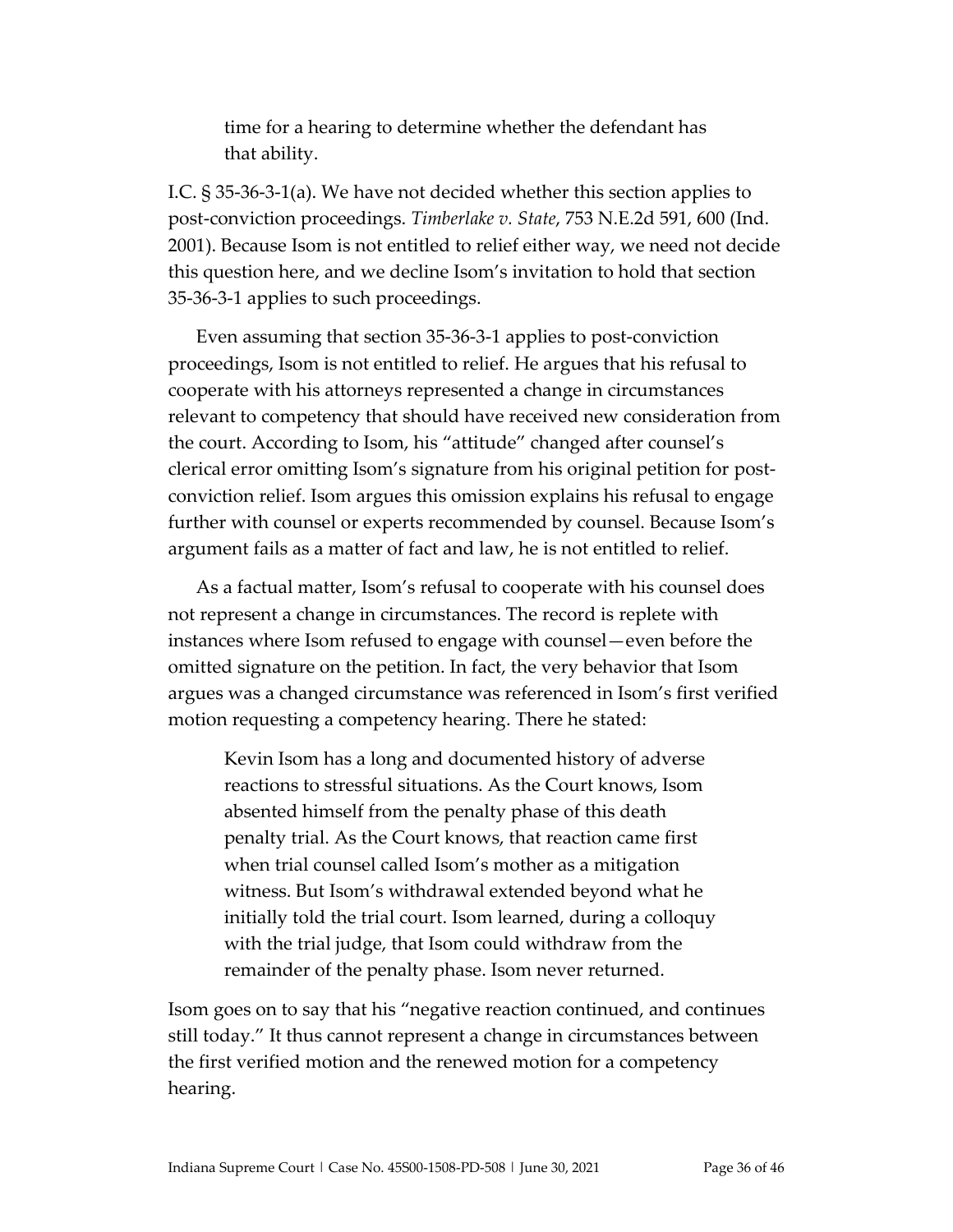> time for a hearing to determine whether the defendant has that ability.

I.C. § 35-36-3-1(a). We have not decided whether this section applies to post-conviction proceedings. *Timberlake v. State*, 753 N.E.2d 591, 600 (Ind. 2001). Because Isom is not entitled to relief either way, we need not decide this question here, and we decline Isom's invitation to hold that section 35-36-3-1 applies to such proceedings.

Even assuming that section 35-36-3-1 applies to post-conviction proceedings, Isom is not entitled to relief. He argues that his refusal to cooperate with his attorneys represented a change in circumstances relevant to competency that should have received new consideration from the court. According to Isom, his "attitude" changed after counsel's clerical error omitting Isom's signature from his original petition for post-conviction relief. Isom argues this omission explains his refusal to engage further with counsel or experts recommended by counsel. Because Isom's argument fails as a matter of fact and law, he is not entitled to relief.

As a factual matter, Isom's refusal to cooperate with his counsel does not represent a change in circumstances. The record is replete with instances where Isom refused to engage with counsel—even before the omitted signature on the petition. In fact, the very behavior that Isom argues was a changed circumstance was referenced in Isom's first verified motion requesting a competency hearing. There he stated:

> Kevin Isom has a long and documented history of adverse reactions to stressful situations. As the Court knows, Isom absented himself from the penalty phase of this death penalty trial. As the Court knows, that reaction came first when trial counsel called Isom's mother as a mitigation witness. But Isom's withdrawal extended beyond what he initially told the trial court. Isom learned, during a colloquy with the trial judge, that Isom could withdraw from the remainder of the penalty phase. Isom never returned.

Isom goes on to say that his "negative reaction continued, and continues still today." It thus cannot represent a change in circumstances between the first verified motion and the renewed motion for a competency hearing.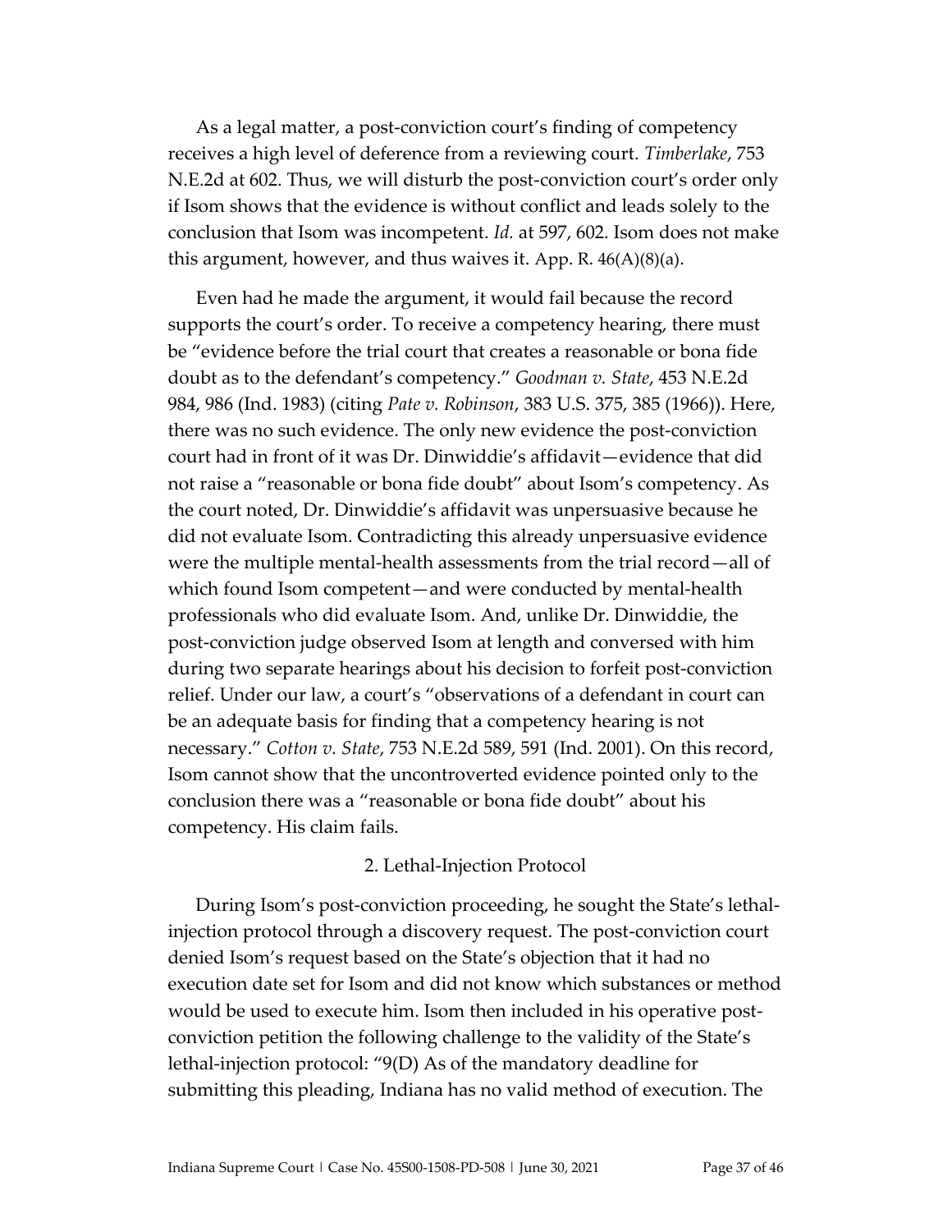As a legal matter, a post-conviction court's finding of competency receives a high level of deference from a reviewing court. *Timberlake*, 753 N.E.2d at 602. Thus, we will disturb the post-conviction court's order only if Isom shows that the evidence is without conflict and leads solely to the conclusion that Isom was incompetent. *Id.* at 597, 602. Isom does not make this argument, however, and thus waives it. App. R. 46(A)(8)(a).

Even had he made the argument, it would fail because the record supports the court's order. To receive a competency hearing, there must be "evidence before the trial court that creates a reasonable or bona fide doubt as to the defendant's competency." *Goodman v. State*, 453 N.E.2d 984, 986 (Ind. 1983) (citing *Pate v. Robinson*, 383 U.S. 375, 385 (1966)). Here, there was no such evidence. The only new evidence the post-conviction court had in front of it was Dr. Dinwiddie's affidavit—evidence that did not raise a "reasonable or bona fide doubt" about Isom's competency. As the court noted, Dr. Dinwiddie's affidavit was unpersuasive because he did not evaluate Isom. Contradicting this already unpersuasive evidence were the multiple mental-health assessments from the trial record—all of which found Isom competent—and were conducted by mental-health professionals who did evaluate Isom. And, unlike Dr. Dinwiddie, the post-conviction judge observed Isom at length and conversed with him during two separate hearings about his decision to forfeit post-conviction relief. Under our law, a court's "observations of a defendant in court can be an adequate basis for finding that a competency hearing is not necessary." *Cotton v. State*, 753 N.E.2d 589, 591 (Ind. 2001). On this record, Isom cannot show that the uncontroverted evidence pointed only to the conclusion there was a "reasonable or bona fide doubt" about his competency. His claim fails.

### 2. Lethal-Injection Protocol

During Isom's post-conviction proceeding, he sought the State's lethal-injection protocol through a discovery request. The post-conviction court denied Isom's request based on the State's objection that it had no execution date set for Isom and did not know which substances or method would be used to execute him. Isom then included in his operative post-conviction petition the following challenge to the validity of the State's lethal-injection protocol: "9(D) As of the mandatory deadline for submitting this pleading, Indiana has no valid method of execution. The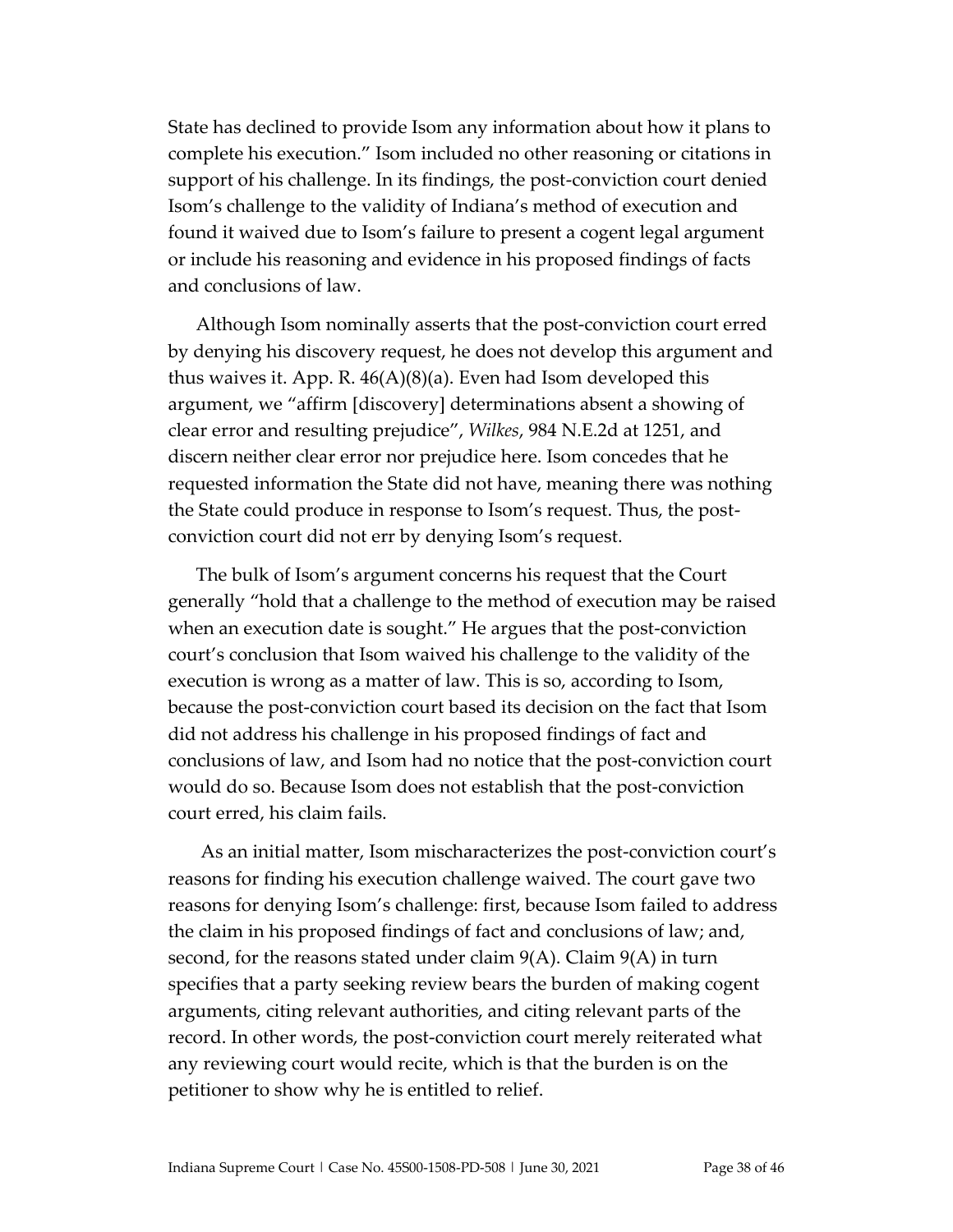State has declined to provide Isom any information about how it plans to complete his execution." Isom included no other reasoning or citations in support of his challenge. In its findings, the post-conviction court denied Isom's challenge to the validity of Indiana's method of execution and found it waived due to Isom's failure to present a cogent legal argument or include his reasoning and evidence in his proposed findings of facts and conclusions of law.

Although Isom nominally asserts that the post-conviction court erred by denying his discovery request, he does not develop this argument and thus waives it. App. R. 46(A)(8)(a). Even had Isom developed this argument, we "affirm [discovery] determinations absent a showing of clear error and resulting prejudice", *Wilkes*, 984 N.E.2d at 1251, and discern neither clear error nor prejudice here. Isom concedes that he requested information the State did not have, meaning there was nothing the State could produce in response to Isom's request. Thus, the post-conviction court did not err by denying Isom's request.

The bulk of Isom's argument concerns his request that the Court generally "hold that a challenge to the method of execution may be raised when an execution date is sought." He argues that the post-conviction court's conclusion that Isom waived his challenge to the validity of the execution is wrong as a matter of law. This is so, according to Isom, because the post-conviction court based its decision on the fact that Isom did not address his challenge in his proposed findings of fact and conclusions of law, and Isom had no notice that the post-conviction court would do so. Because Isom does not establish that the post-conviction court erred, his claim fails.

As an initial matter, Isom mischaracterizes the post-conviction court's reasons for finding his execution challenge waived. The court gave two reasons for denying Isom's challenge: first, because Isom failed to address the claim in his proposed findings of fact and conclusions of law; and, second, for the reasons stated under claim 9(A). Claim 9(A) in turn specifies that a party seeking review bears the burden of making cogent arguments, citing relevant authorities, and citing relevant parts of the record. In other words, the post-conviction court merely reiterated what any reviewing court would recite, which is that the burden is on the petitioner to show why he is entitled to relief.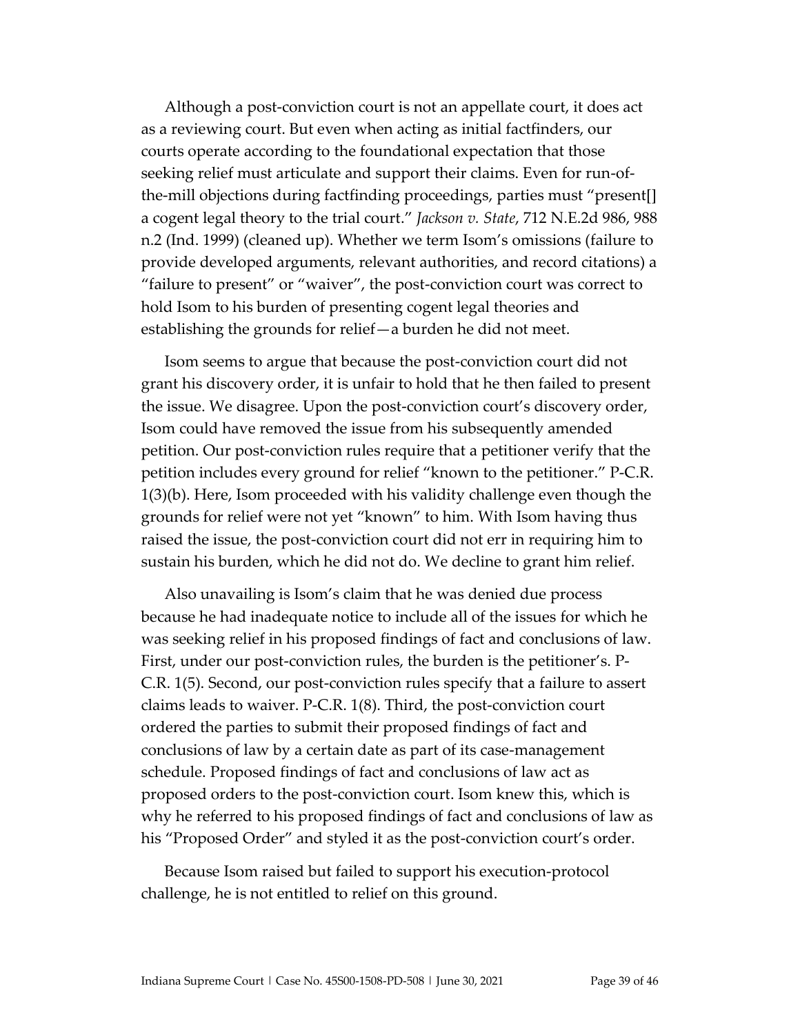Although a post-conviction court is not an appellate court, it does act as a reviewing court. But even when acting as initial factfinders, our courts operate according to the foundational expectation that those seeking relief must articulate and support their claims. Even for run-of-the-mill objections during factfinding proceedings, parties must "present[] a cogent legal theory to the trial court." *Jackson v. State*, 712 N.E.2d 986, 988 n.2 (Ind. 1999) (cleaned up). Whether we term Isom's omissions (failure to provide developed arguments, relevant authorities, and record citations) a "failure to present" or "waiver", the post-conviction court was correct to hold Isom to his burden of presenting cogent legal theories and establishing the grounds for relief—a burden he did not meet.

Isom seems to argue that because the post-conviction court did not grant his discovery order, it is unfair to hold that he then failed to present the issue. We disagree. Upon the post-conviction court's discovery order, Isom could have removed the issue from his subsequently amended petition. Our post-conviction rules require that a petitioner verify that the petition includes every ground for relief "known to the petitioner." P-C.R. 1(3)(b). Here, Isom proceeded with his validity challenge even though the grounds for relief were not yet "known" to him. With Isom having thus raised the issue, the post-conviction court did not err in requiring him to sustain his burden, which he did not do. We decline to grant him relief.

Also unavailing is Isom's claim that he was denied due process because he had inadequate notice to include all of the issues for which he was seeking relief in his proposed findings of fact and conclusions of law. First, under our post-conviction rules, the burden is the petitioner's. P-C.R. 1(5). Second, our post-conviction rules specify that a failure to assert claims leads to waiver. P-C.R. 1(8). Third, the post-conviction court ordered the parties to submit their proposed findings of fact and conclusions of law by a certain date as part of its case-management schedule. Proposed findings of fact and conclusions of law act as proposed orders to the post-conviction court. Isom knew this, which is why he referred to his proposed findings of fact and conclusions of law as his "Proposed Order" and styled it as the post-conviction court's order.

Because Isom raised but failed to support his execution-protocol challenge, he is not entitled to relief on this ground.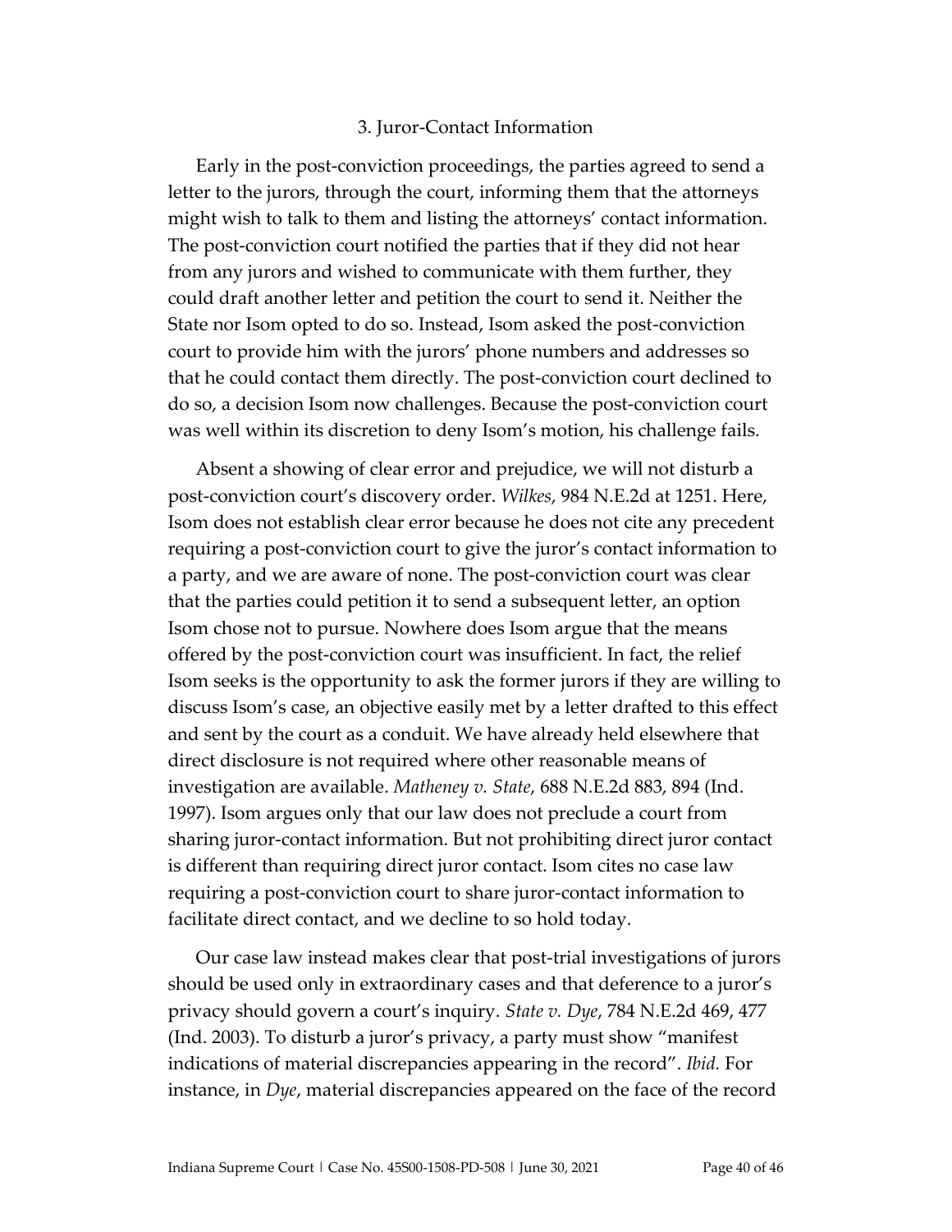### 3. Juror-Contact Information

Early in the post-conviction proceedings, the parties agreed to send a letter to the jurors, through the court, informing them that the attorneys might wish to talk to them and listing the attorneys' contact information. The post-conviction court notified the parties that if they did not hear from any jurors and wished to communicate with them further, they could draft another letter and petition the court to send it. Neither the State nor Isom opted to do so. Instead, Isom asked the post-conviction court to provide him with the jurors' phone numbers and addresses so that he could contact them directly. The post-conviction court declined to do so, a decision Isom now challenges. Because the post-conviction court was well within its discretion to deny Isom's motion, his challenge fails.

Absent a showing of clear error and prejudice, we will not disturb a post-conviction court's discovery order. *Wilkes*, 984 N.E.2d at 1251. Here, Isom does not establish clear error because he does not cite any precedent requiring a post-conviction court to give the juror's contact information to a party, and we are aware of none. The post-conviction court was clear that the parties could petition it to send a subsequent letter, an option Isom chose not to pursue. Nowhere does Isom argue that the means offered by the post-conviction court was insufficient. In fact, the relief Isom seeks is the opportunity to ask the former jurors if they are willing to discuss Isom's case, an objective easily met by a letter drafted to this effect and sent by the court as a conduit. We have already held elsewhere that direct disclosure is not required where other reasonable means of investigation are available. *Matheney v. State*, 688 N.E.2d 883, 894 (Ind. 1997). Isom argues only that our law does not preclude a court from sharing juror-contact information. But not prohibiting direct juror contact is different than requiring direct juror contact. Isom cites no case law requiring a post-conviction court to share juror-contact information to facilitate direct contact, and we decline to so hold today.

Our case law instead makes clear that post-trial investigations of jurors should be used only in extraordinary cases and that deference to a juror's privacy should govern a court's inquiry. *State v. Dye*, 784 N.E.2d 469, 477 (Ind. 2003). To disturb a juror's privacy, a party must show "manifest indications of material discrepancies appearing in the record". *Ibid.* For instance, in *Dye*, material discrepancies appeared on the face of the record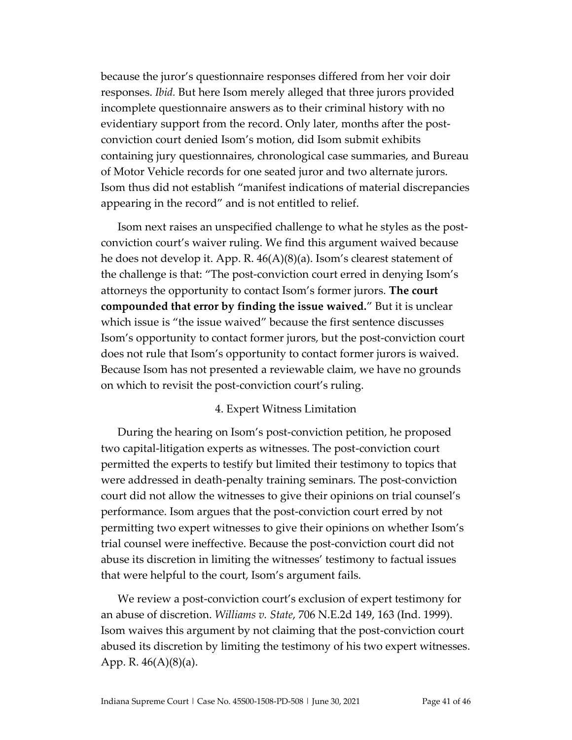because the juror's questionnaire responses differed from her voir doir responses. *Ibid.* But here Isom merely alleged that three jurors provided incomplete questionnaire answers as to their criminal history with no evidentiary support from the record. Only later, months after the post-conviction court denied Isom's motion, did Isom submit exhibits containing jury questionnaires, chronological case summaries, and Bureau of Motor Vehicle records for one seated juror and two alternate jurors. Isom thus did not establish "manifest indications of material discrepancies appearing in the record" and is not entitled to relief.

Isom next raises an unspecified challenge to what he styles as the post-conviction court's waiver ruling. We find this argument waived because he does not develop it. App. R. 46(A)(8)(a). Isom's clearest statement of the challenge is that: "The post-conviction court erred in denying Isom's attorneys the opportunity to contact Isom's former jurors. **The court compounded that error by finding the issue waived.**" But it is unclear which issue is "the issue waived" because the first sentence discusses Isom's opportunity to contact former jurors, but the post-conviction court does not rule that Isom's opportunity to contact former jurors is waived. Because Isom has not presented a reviewable claim, we have no grounds on which to revisit the post-conviction court's ruling.

### 4. Expert Witness Limitation

During the hearing on Isom's post-conviction petition, he proposed two capital-litigation experts as witnesses. The post-conviction court permitted the experts to testify but limited their testimony to topics that were addressed in death-penalty training seminars. The post-conviction court did not allow the witnesses to give their opinions on trial counsel's performance. Isom argues that the post-conviction court erred by not permitting two expert witnesses to give their opinions on whether Isom's trial counsel were ineffective. Because the post-conviction court did not abuse its discretion in limiting the witnesses' testimony to factual issues that were helpful to the court, Isom's argument fails.

We review a post-conviction court's exclusion of expert testimony for an abuse of discretion. *Williams v. State*, 706 N.E.2d 149, 163 (Ind. 1999). Isom waives this argument by not claiming that the post-conviction court abused its discretion by limiting the testimony of his two expert witnesses. App. R. 46(A)(8)(a).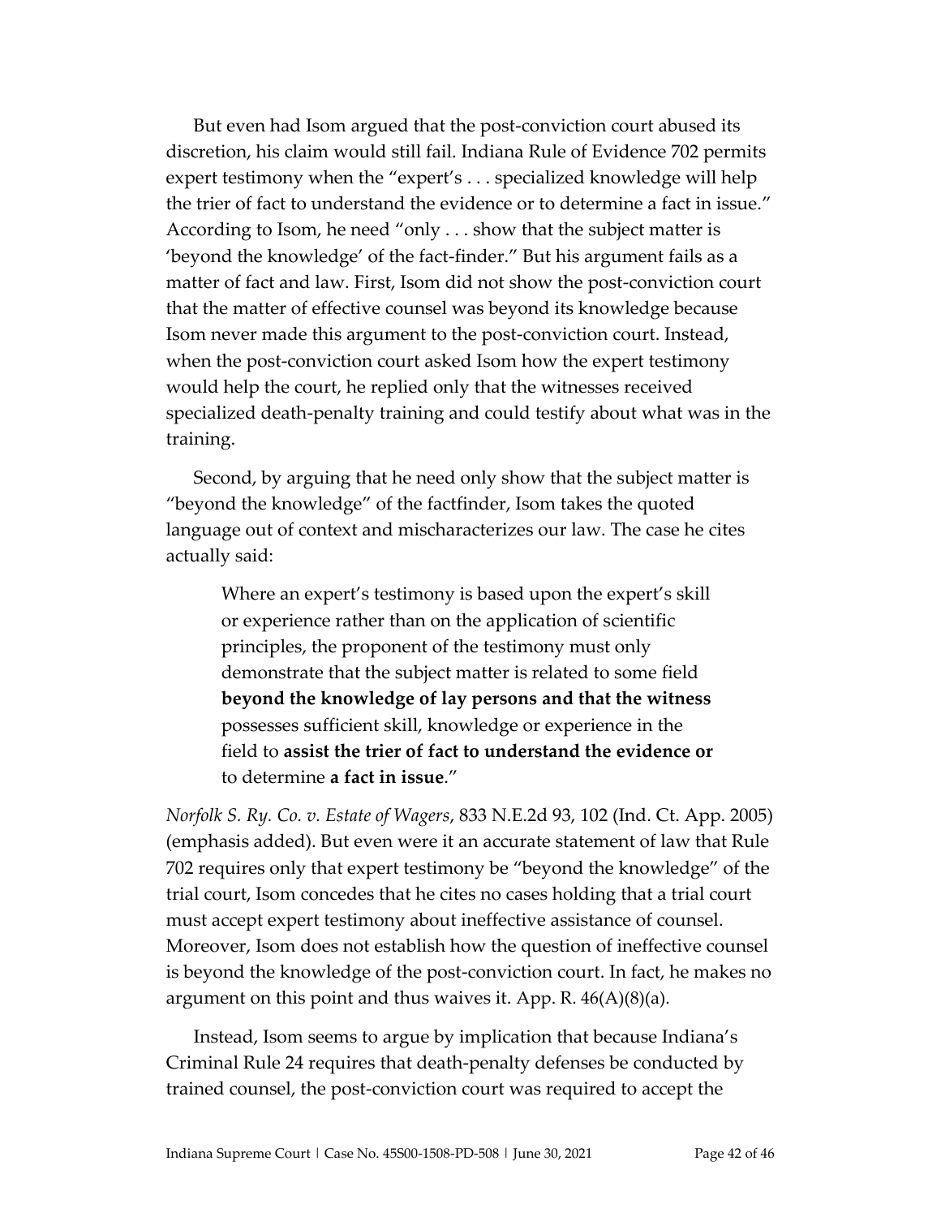But even had Isom argued that the post-conviction court abused its discretion, his claim would still fail. Indiana Rule of Evidence 702 permits expert testimony when the "expert's . . . specialized knowledge will help the trier of fact to understand the evidence or to determine a fact in issue." According to Isom, he need "only . . . show that the subject matter is 'beyond the knowledge' of the fact-finder." But his argument fails as a matter of fact and law. First, Isom did not show the post-conviction court that the matter of effective counsel was beyond its knowledge because Isom never made this argument to the post-conviction court. Instead, when the post-conviction court asked Isom how the expert testimony would help the court, he replied only that the witnesses received specialized death-penalty training and could testify about what was in the training.

Second, by arguing that he need only show that the subject matter is "beyond the knowledge" of the factfinder, Isom takes the quoted language out of context and mischaracterizes our law. The case he cites actually said:

> Where an expert's testimony is based upon the expert's skill or experience rather than on the application of scientific principles, the proponent of the testimony must only demonstrate that the subject matter is related to some field **beyond the knowledge of lay persons and that the witness** possesses sufficient skill, knowledge or experience in the field to **assist the trier of fact to understand the evidence or** to determine **a fact in issue**."

*Norfolk S. Ry. Co. v. Estate of Wagers*, 833 N.E.2d 93, 102 (Ind. Ct. App. 2005) (emphasis added). But even were it an accurate statement of law that Rule 702 requires only that expert testimony be "beyond the knowledge" of the trial court, Isom concedes that he cites no cases holding that a trial court must accept expert testimony about ineffective assistance of counsel. Moreover, Isom does not establish how the question of ineffective counsel is beyond the knowledge of the post-conviction court. In fact, he makes no argument on this point and thus waives it. App. R. 46(A)(8)(a).

Instead, Isom seems to argue by implication that because Indiana's Criminal Rule 24 requires that death-penalty defenses be conducted by trained counsel, the post-conviction court was required to accept the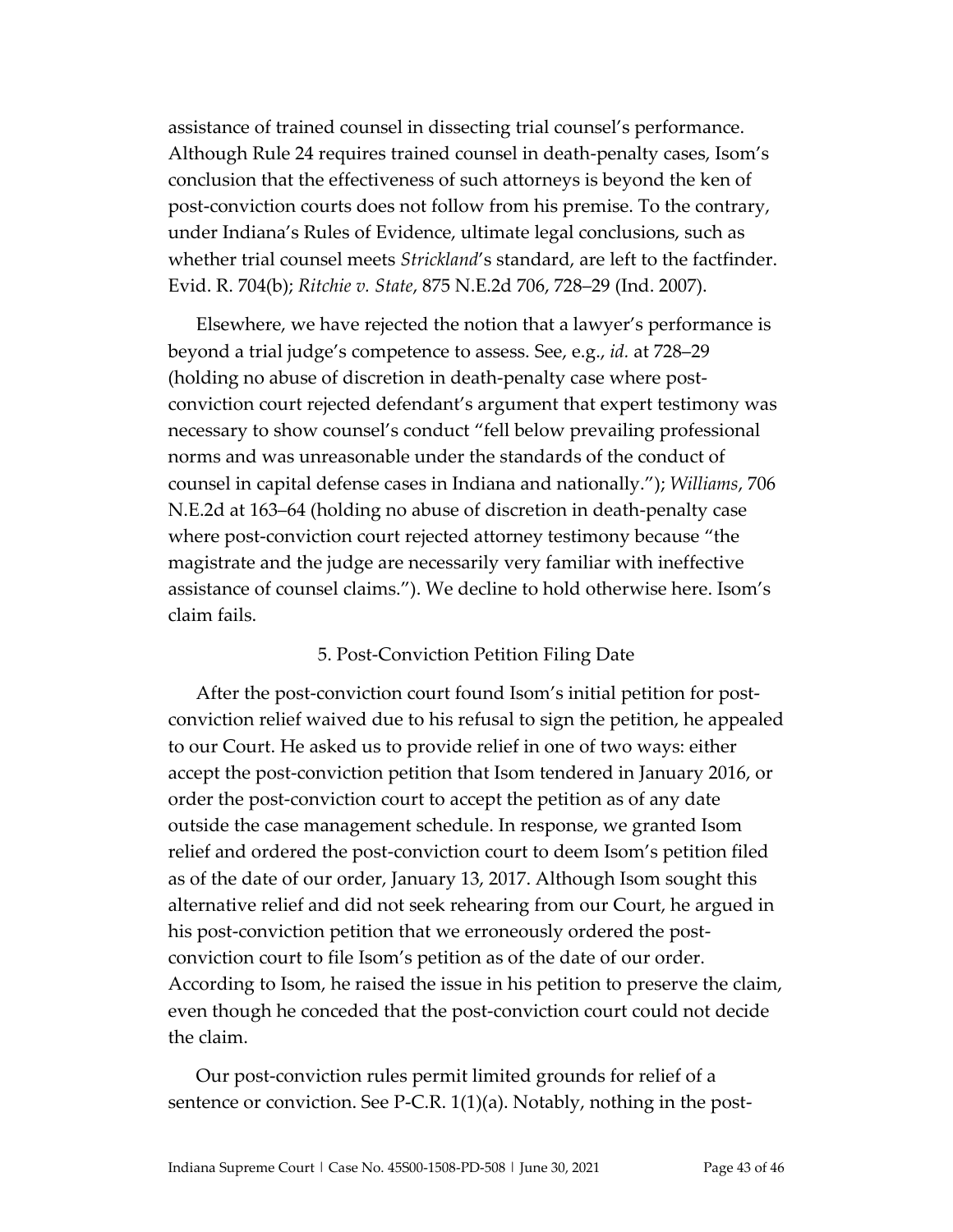assistance of trained counsel in dissecting trial counsel's performance. Although Rule 24 requires trained counsel in death-penalty cases, Isom's conclusion that the effectiveness of such attorneys is beyond the ken of post-conviction courts does not follow from his premise. To the contrary, under Indiana's Rules of Evidence, ultimate legal conclusions, such as whether trial counsel meets *Strickland*'s standard, are left to the factfinder. Evid. R. 704(b); *Ritchie v. State*, 875 N.E.2d 706, 728–29 (Ind. 2007).

Elsewhere, we have rejected the notion that a lawyer's performance is beyond a trial judge's competence to assess. See, e.g., *id.* at 728–29 (holding no abuse of discretion in death-penalty case where post-conviction court rejected defendant's argument that expert testimony was necessary to show counsel's conduct "fell below prevailing professional norms and was unreasonable under the standards of the conduct of counsel in capital defense cases in Indiana and nationally."); *Williams*, 706 N.E.2d at 163–64 (holding no abuse of discretion in death-penalty case where post-conviction court rejected attorney testimony because "the magistrate and the judge are necessarily very familiar with ineffective assistance of counsel claims."). We decline to hold otherwise here. Isom's claim fails.

### 5. Post-Conviction Petition Filing Date

After the post-conviction court found Isom's initial petition for post-conviction relief waived due to his refusal to sign the petition, he appealed to our Court. He asked us to provide relief in one of two ways: either accept the post-conviction petition that Isom tendered in January 2016, or order the post-conviction court to accept the petition as of any date outside the case management schedule. In response, we granted Isom relief and ordered the post-conviction court to deem Isom's petition filed as of the date of our order, January 13, 2017. Although Isom sought this alternative relief and did not seek rehearing from our Court, he argued in his post-conviction petition that we erroneously ordered the post-conviction court to file Isom's petition as of the date of our order. According to Isom, he raised the issue in his petition to preserve the claim, even though he conceded that the post-conviction court could not decide the claim.

Our post-conviction rules permit limited grounds for relief of a sentence or conviction. See P-C.R. 1(1)(a). Notably, nothing in the post-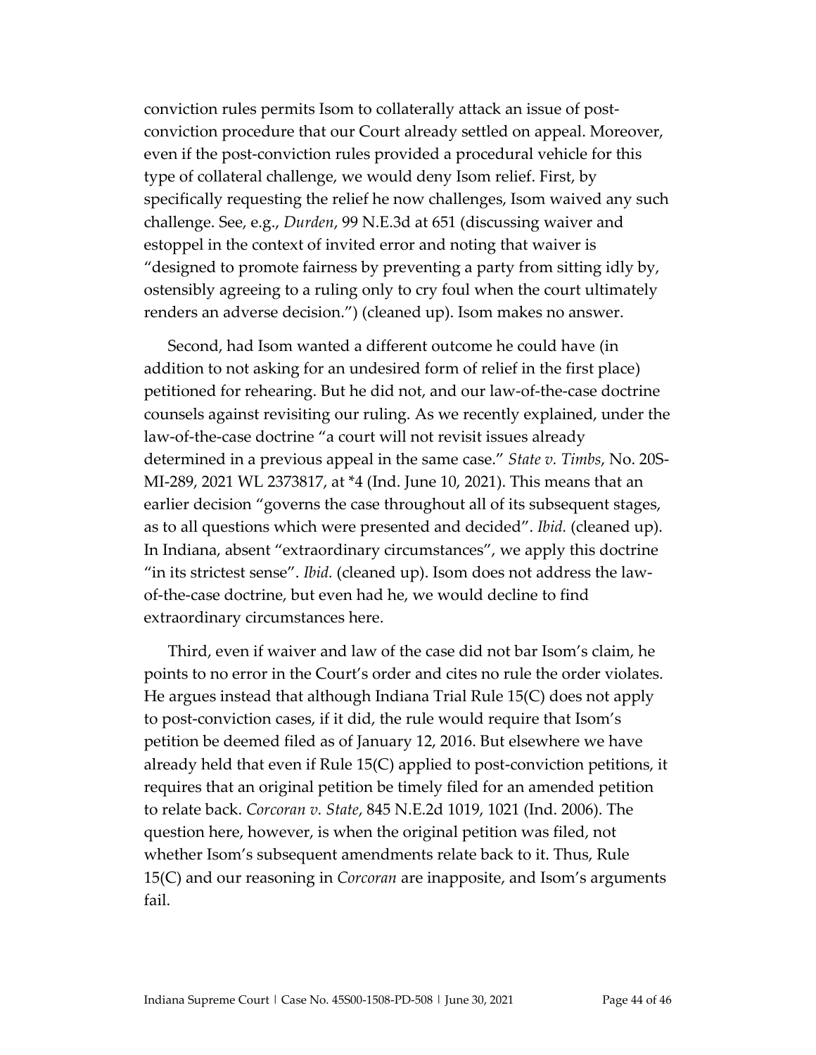conviction rules permits Isom to collaterally attack an issue of post-conviction procedure that our Court already settled on appeal. Moreover, even if the post-conviction rules provided a procedural vehicle for this type of collateral challenge, we would deny Isom relief. First, by specifically requesting the relief he now challenges, Isom waived any such challenge. See, e.g., *Durden*, 99 N.E.3d at 651 (discussing waiver and estoppel in the context of invited error and noting that waiver is "designed to promote fairness by preventing a party from sitting idly by, ostensibly agreeing to a ruling only to cry foul when the court ultimately renders an adverse decision.") (cleaned up). Isom makes no answer.

Second, had Isom wanted a different outcome he could have (in addition to not asking for an undesired form of relief in the first place) petitioned for rehearing. But he did not, and our law-of-the-case doctrine counsels against revisiting our ruling. As we recently explained, under the law-of-the-case doctrine "a court will not revisit issues already determined in a previous appeal in the same case." *State v. Timbs*, No. 20S-MI-289, 2021 WL 2373817, at *4 (Ind. June 10, 2021). This means that an earlier decision "governs the case throughout all of its subsequent stages, as to all questions which were presented and decided". *Ibid.* (cleaned up). In Indiana, absent "extraordinary circumstances", we apply this doctrine "in its strictest sense". *Ibid.* (cleaned up). Isom does not address the law-of-the-case doctrine, but even had he, we would decline to find extraordinary circumstances here.

Third, even if waiver and law of the case did not bar Isom's claim, he points to no error in the Court's order and cites no rule the order violates. He argues instead that although Indiana Trial Rule 15(C) does not apply to post-conviction cases, if it did, the rule would require that Isom's petition be deemed filed as of January 12, 2016. But elsewhere we have already held that even if Rule 15(C) applied to post-conviction petitions, it requires that an original petition be timely filed for an amended petition to relate back. *Corcoran v. State*, 845 N.E.2d 1019, 1021 (Ind. 2006). The question here, however, is when the original petition was filed, not whether Isom's subsequent amendments relate back to it. Thus, Rule 15(C) and our reasoning in *Corcoran* are inapposite, and Isom's arguments fail.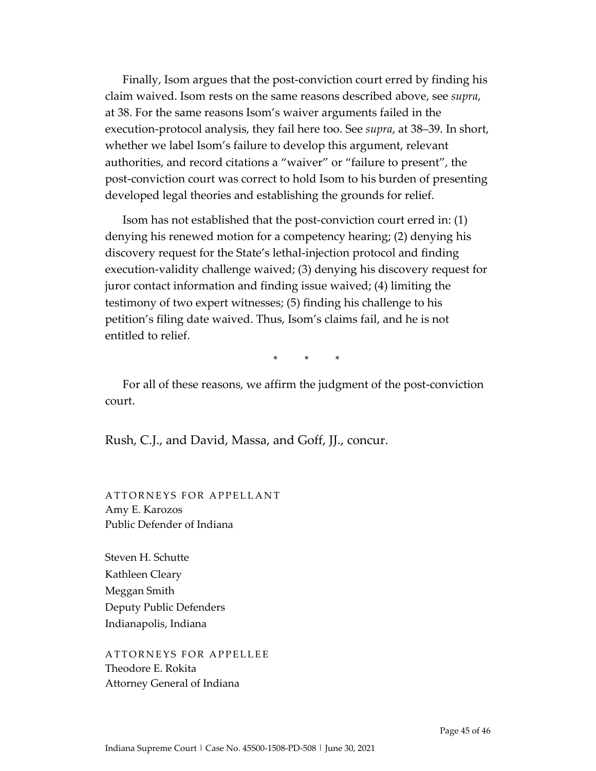Finally, Isom argues that the post-conviction court erred by finding his claim waived. Isom rests on the same reasons described above, see *supra*, at 38. For the same reasons Isom's waiver arguments failed in the execution-protocol analysis, they fail here too. See *supra*, at 38–39. In short, whether we label Isom's failure to develop this argument, relevant authorities, and record citations a "waiver" or "failure to present", the post-conviction court was correct to hold Isom to his burden of presenting developed legal theories and establishing the grounds for relief.

Isom has not established that the post-conviction court erred in: (1) denying his renewed motion for a competency hearing; (2) denying his discovery request for the State's lethal-injection protocol and finding execution-validity challenge waived; (3) denying his discovery request for juror contact information and finding issue waived; (4) limiting the testimony of two expert witnesses; (5) finding his challenge to his petition's filing date waived. Thus, Isom's claims fail, and he is not entitled to relief.

\* \* \*

For all of these reasons, we affirm the judgment of the post-conviction court.

Rush, C.J., and David, Massa, and Goff, JJ., concur.

ATTORNEYS FOR APPELLANT
Amy E. Karozos
Public Defender of Indiana

Steven H. Schutte
Kathleen Cleary
Meggan Smith
Deputy Public Defenders
Indianapolis, Indiana

ATTORNEYS FOR APPELLEE
Theodore E. Rokita
Attorney General of Indiana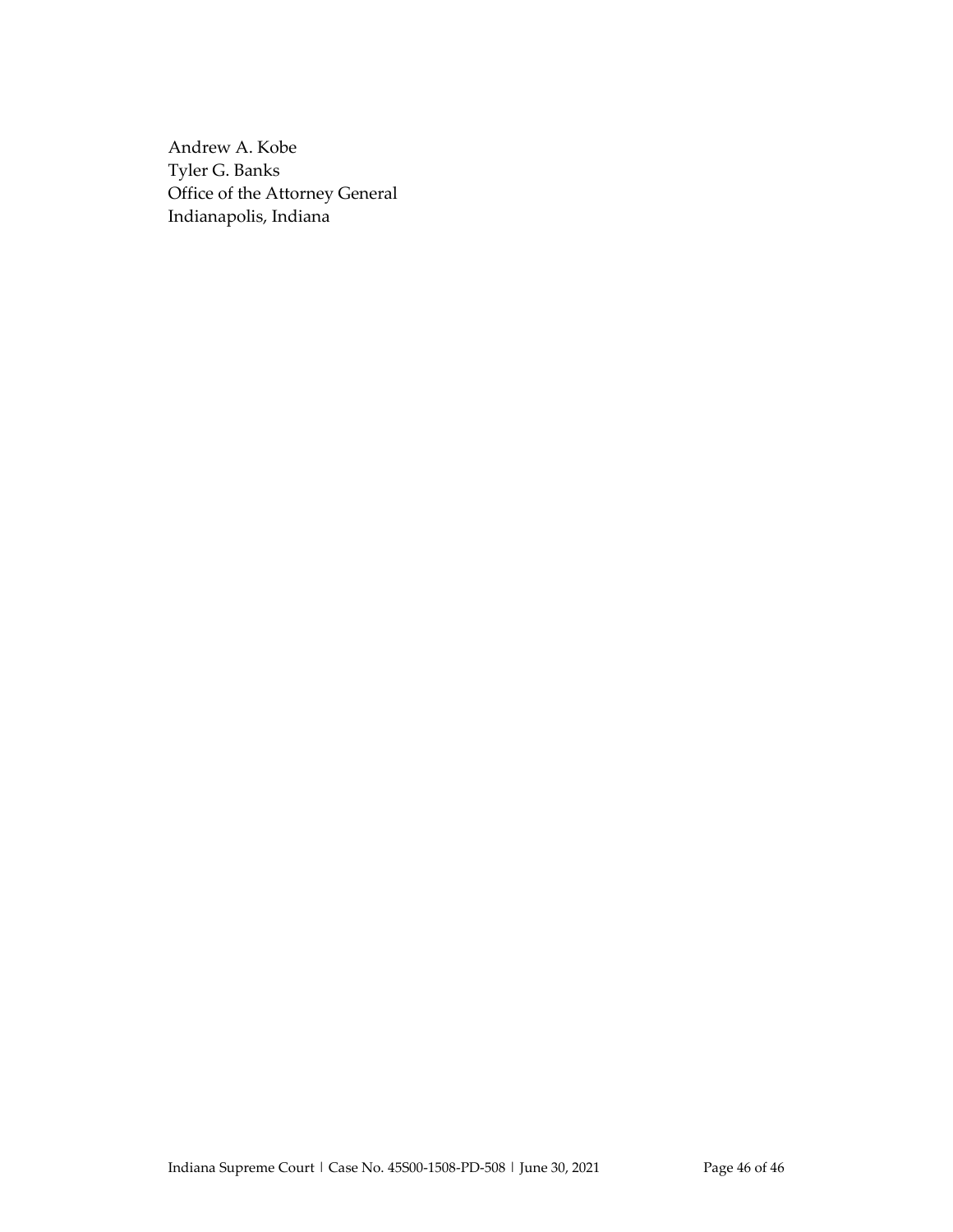Andrew A. Kobe
Tyler G. Banks
Office of the Attorney General
Indianapolis, Indiana